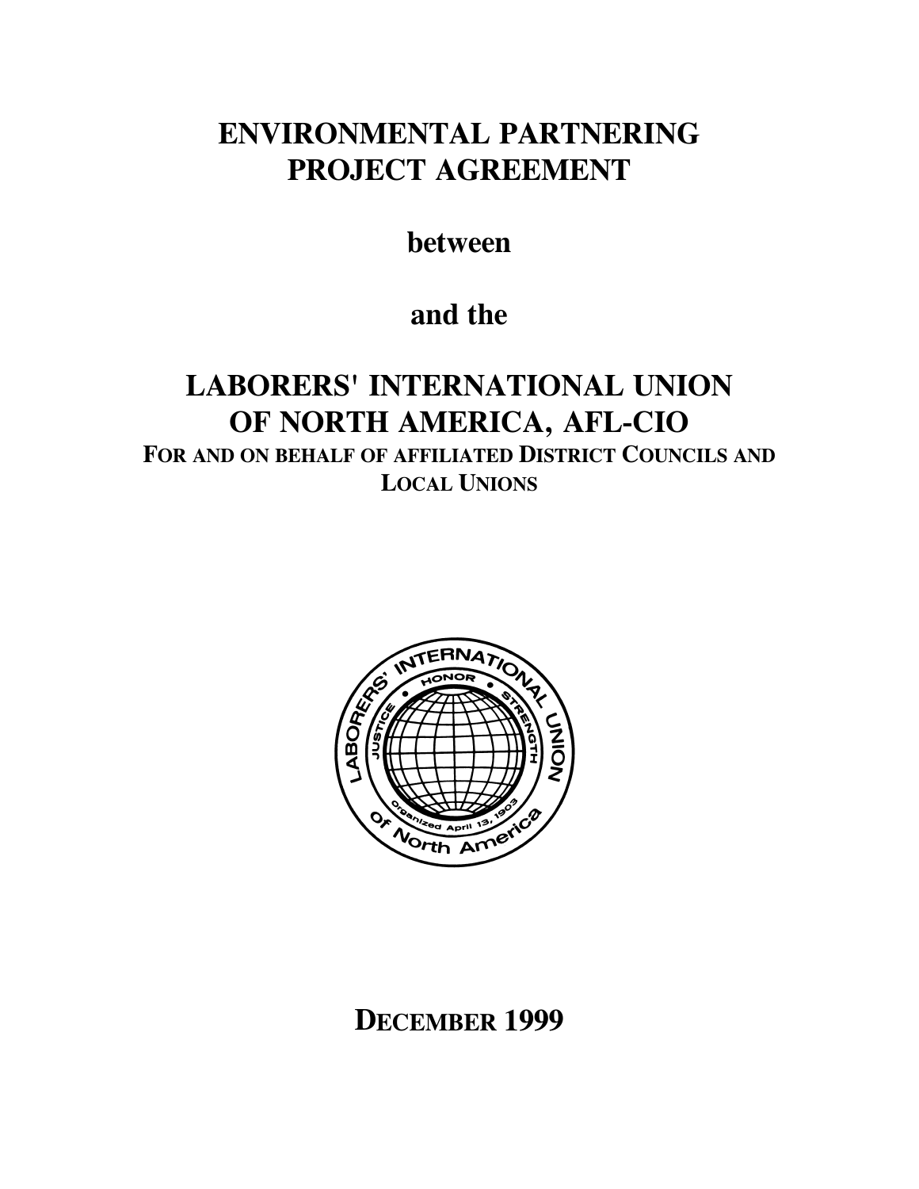# ENVIRONMENTAL PARTNERING PROJECT AGREEMENT

**between**

**and the**

# LABORERS' INTERNATIONAL UNION OF NORTH AMERICA, AFL-CIO

**FOR AND ON BEHALF OF AFFILIATED DISTRICT COUNCILS AND LOCAL UNIONS**

**DECEMBER 1999**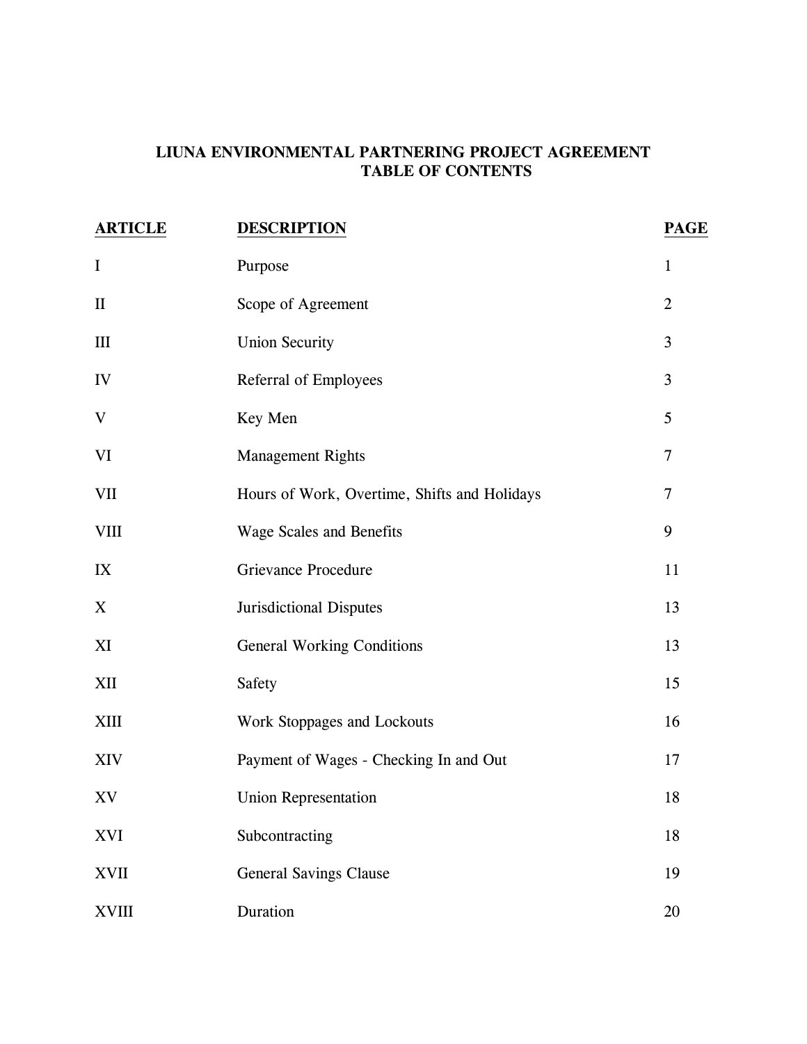# LIUNA ENVIRONMENTAL PARTNERING PROJECT AGREEMENT
## TABLE OF CONTENTS

| ARTICLE | DESCRIPTION | PAGE |
| --- | --- | --- |
| I | Purpose | 1 |
| II | Scope of Agreement | 2 |
| III | Union Security | 3 |
| IV | Referral of Employees | 3 |
| V | Key Men | 5 |
| VI | Management Rights | 7 |
| VII | Hours of Work, Overtime, Shifts and Holidays | 7 |
| VIII | Wage Scales and Benefits | 9 |
| IX | Grievance Procedure | 11 |
| X | Jurisdictional Disputes | 13 |
| XI | General Working Conditions | 13 |
| XII | Safety | 15 |
| XIII | Work Stoppages and Lockouts | 16 |
| XIV | Payment of Wages - Checking In and Out | 17 |
| XV | Union Representation | 18 |
| XVI | Subcontracting | 18 |
| XVII | General Savings Clause | 19 |
| XVIII | Duration | 20 |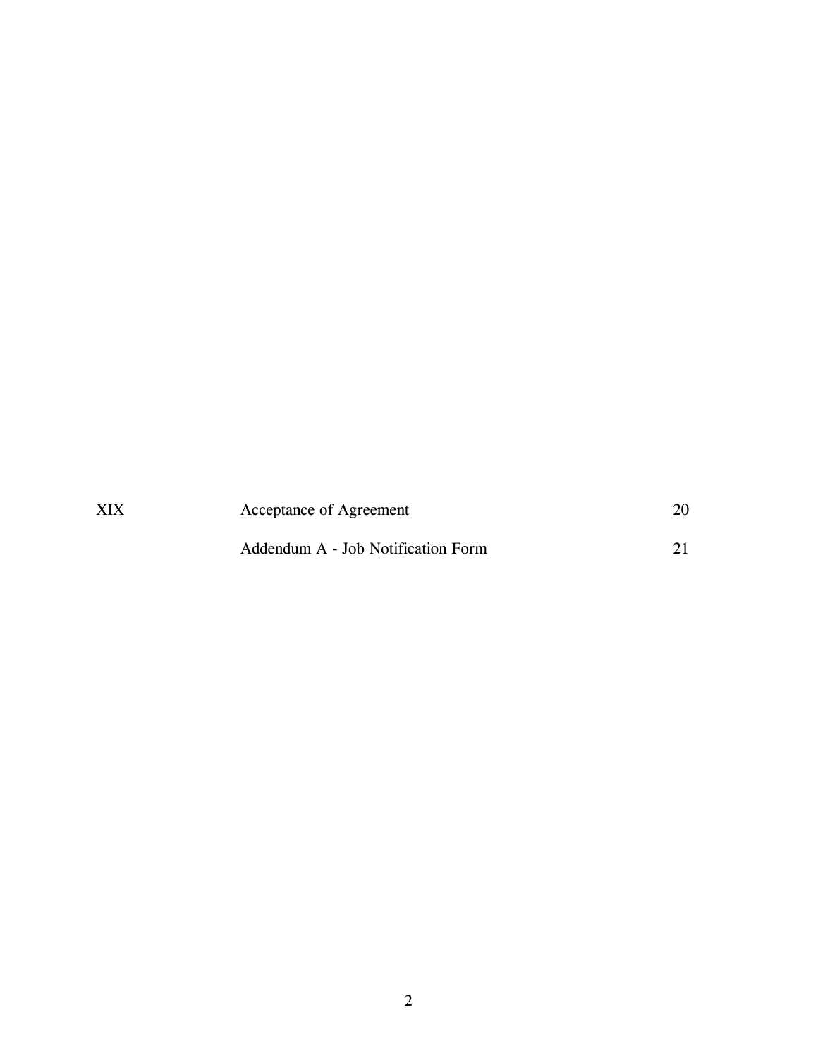| | | |
|---|---|---|
| XIX | Acceptance of Agreement | 20 |
| | Addendum A - Job Notification Form | 21 |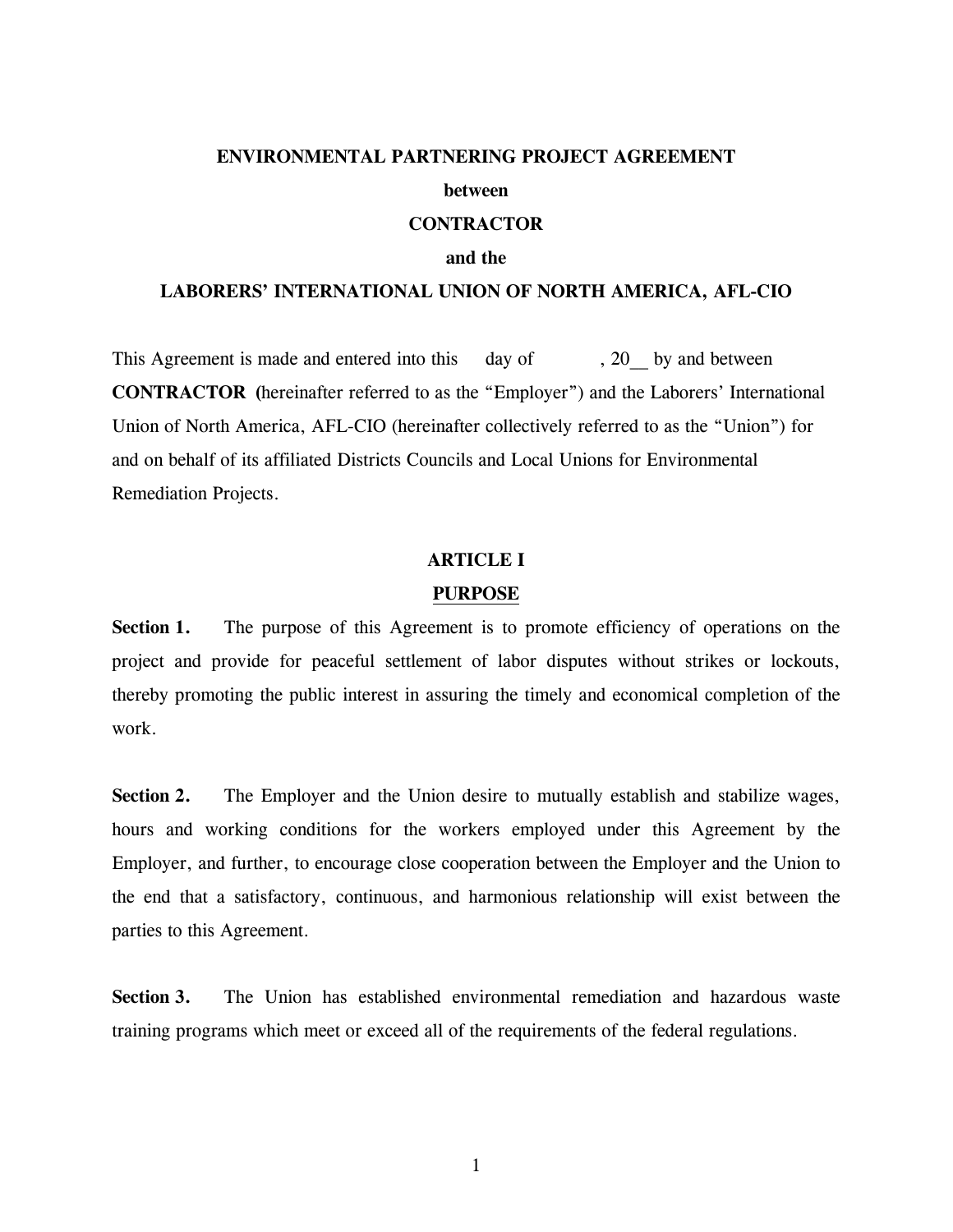**ENVIRONMENTAL PARTNERING PROJECT AGREEMENT**

**between**

**CONTRACTOR**

**and the**

**LABORERS' INTERNATIONAL UNION OF NORTH AMERICA, AFL-CIO**

This Agreement is made and entered into this      day of            , 20__ by and between **CONTRACTOR (**hereinafter referred to as the "Employer") and the Laborers' International Union of North America, AFL-CIO (hereinafter collectively referred to as the "Union") for and on behalf of its affiliated Districts Councils and Local Unions for Environmental Remediation Projects.

## ARTICLE I

## PURPOSE

**Section 1.** The purpose of this Agreement is to promote efficiency of operations on the project and provide for peaceful settlement of labor disputes without strikes or lockouts, thereby promoting the public interest in assuring the timely and economical completion of the work.

**Section 2.** The Employer and the Union desire to mutually establish and stabilize wages, hours and working conditions for the workers employed under this Agreement by the Employer, and further, to encourage close cooperation between the Employer and the Union to the end that a satisfactory, continuous, and harmonious relationship will exist between the parties to this Agreement.

**Section 3.** The Union has established environmental remediation and hazardous waste training programs which meet or exceed all of the requirements of the federal regulations.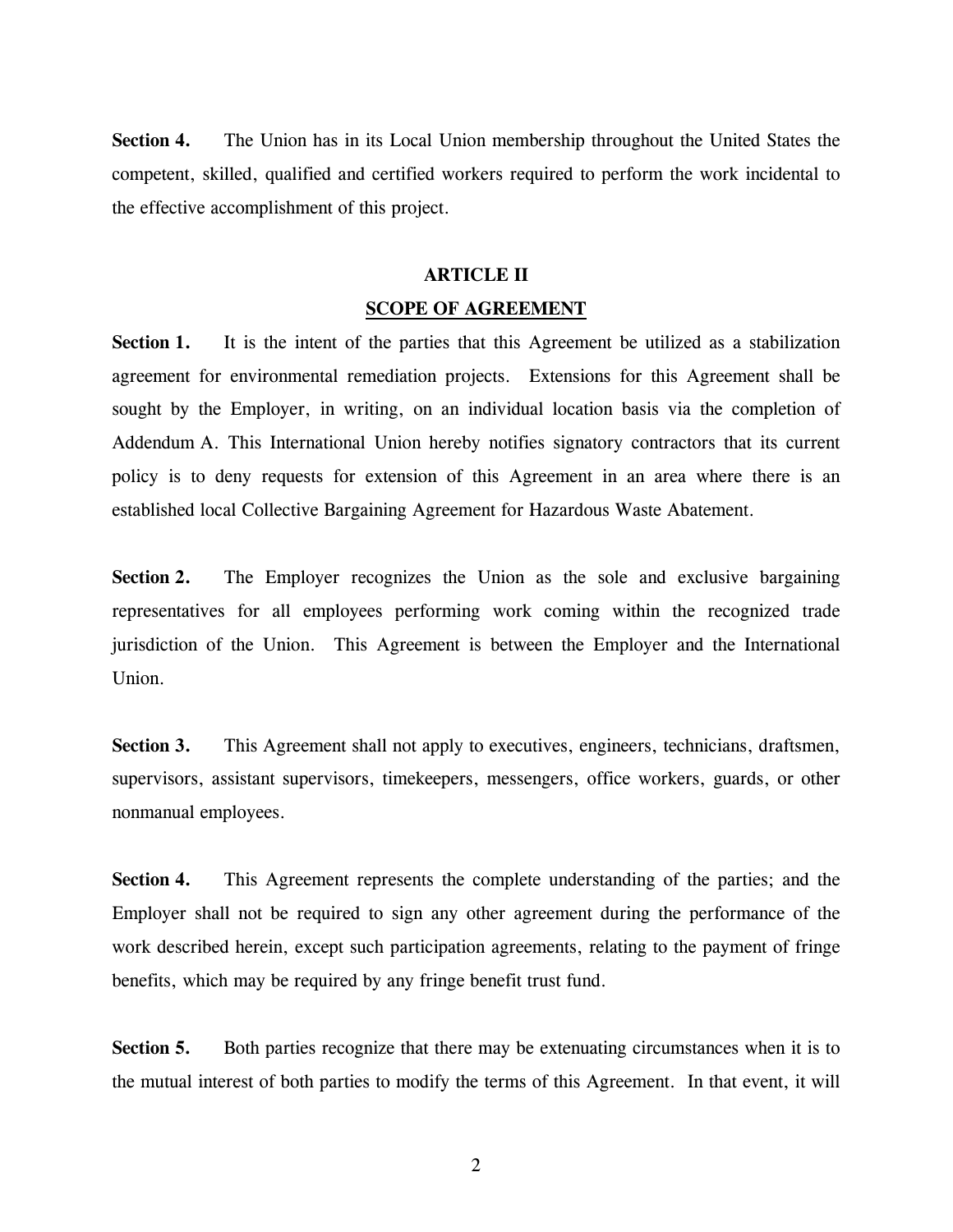**Section 4.** The Union has in its Local Union membership throughout the United States the competent, skilled, qualified and certified workers required to perform the work incidental to the effective accomplishment of this project.

## ARTICLE II

## SCOPE OF AGREEMENT

**Section 1.** It is the intent of the parties that this Agreement be utilized as a stabilization agreement for environmental remediation projects. Extensions for this Agreement shall be sought by the Employer, in writing, on an individual location basis via the completion of Addendum A. This International Union hereby notifies signatory contractors that its current policy is to deny requests for extension of this Agreement in an area where there is an established local Collective Bargaining Agreement for Hazardous Waste Abatement.

**Section 2.** The Employer recognizes the Union as the sole and exclusive bargaining representatives for all employees performing work coming within the recognized trade jurisdiction of the Union. This Agreement is between the Employer and the International Union.

**Section 3.** This Agreement shall not apply to executives, engineers, technicians, draftsmen, supervisors, assistant supervisors, timekeepers, messengers, office workers, guards, or other nonmanual employees.

**Section 4.** This Agreement represents the complete understanding of the parties; and the Employer shall not be required to sign any other agreement during the performance of the work described herein, except such participation agreements, relating to the payment of fringe benefits, which may be required by any fringe benefit trust fund.

**Section 5.** Both parties recognize that there may be extenuating circumstances when it is to the mutual interest of both parties to modify the terms of this Agreement. In that event, it will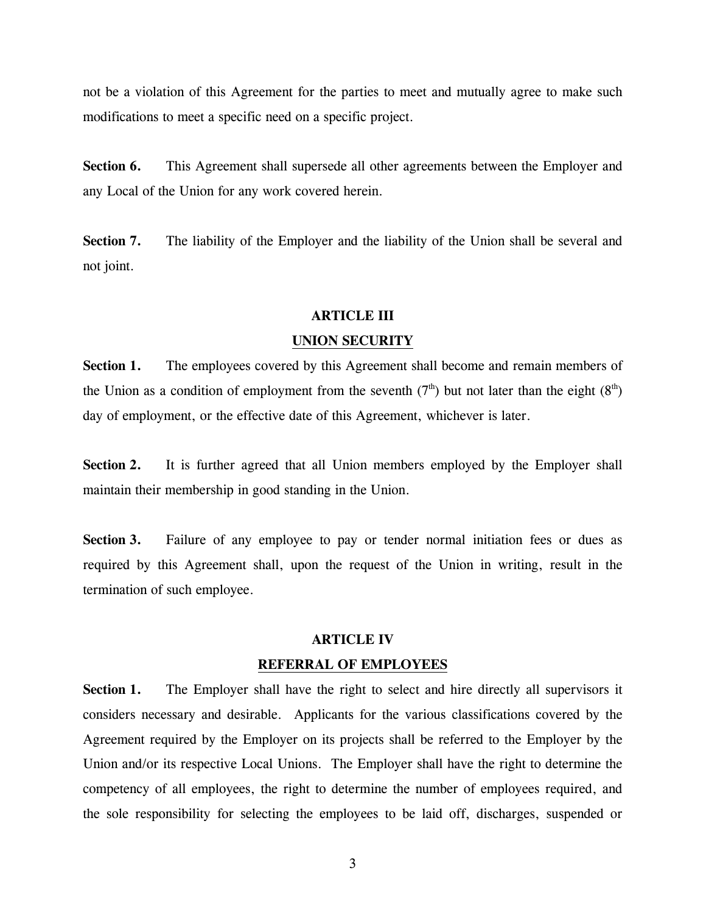not be a violation of this Agreement for the parties to meet and mutually agree to make such modifications to meet a specific need on a specific project.

**Section 6.** This Agreement shall supersede all other agreements between the Employer and any Local of the Union for any work covered herein.

**Section 7.** The liability of the Employer and the liability of the Union shall be several and not joint.

## ARTICLE III

## UNION SECURITY

**Section 1.** The employees covered by this Agreement shall become and remain members of the Union as a condition of employment from the seventh (7th) but not later than the eight (8th) day of employment, or the effective date of this Agreement, whichever is later.

**Section 2.** It is further agreed that all Union members employed by the Employer shall maintain their membership in good standing in the Union.

**Section 3.** Failure of any employee to pay or tender normal initiation fees or dues as required by this Agreement shall, upon the request of the Union in writing, result in the termination of such employee.

## ARTICLE IV

## REFERRAL OF EMPLOYEES

**Section 1.** The Employer shall have the right to select and hire directly all supervisors it considers necessary and desirable. Applicants for the various classifications covered by the Agreement required by the Employer on its projects shall be referred to the Employer by the Union and/or its respective Local Unions. The Employer shall have the right to determine the competency of all employees, the right to determine the number of employees required, and the sole responsibility for selecting the employees to be laid off, discharges, suspended or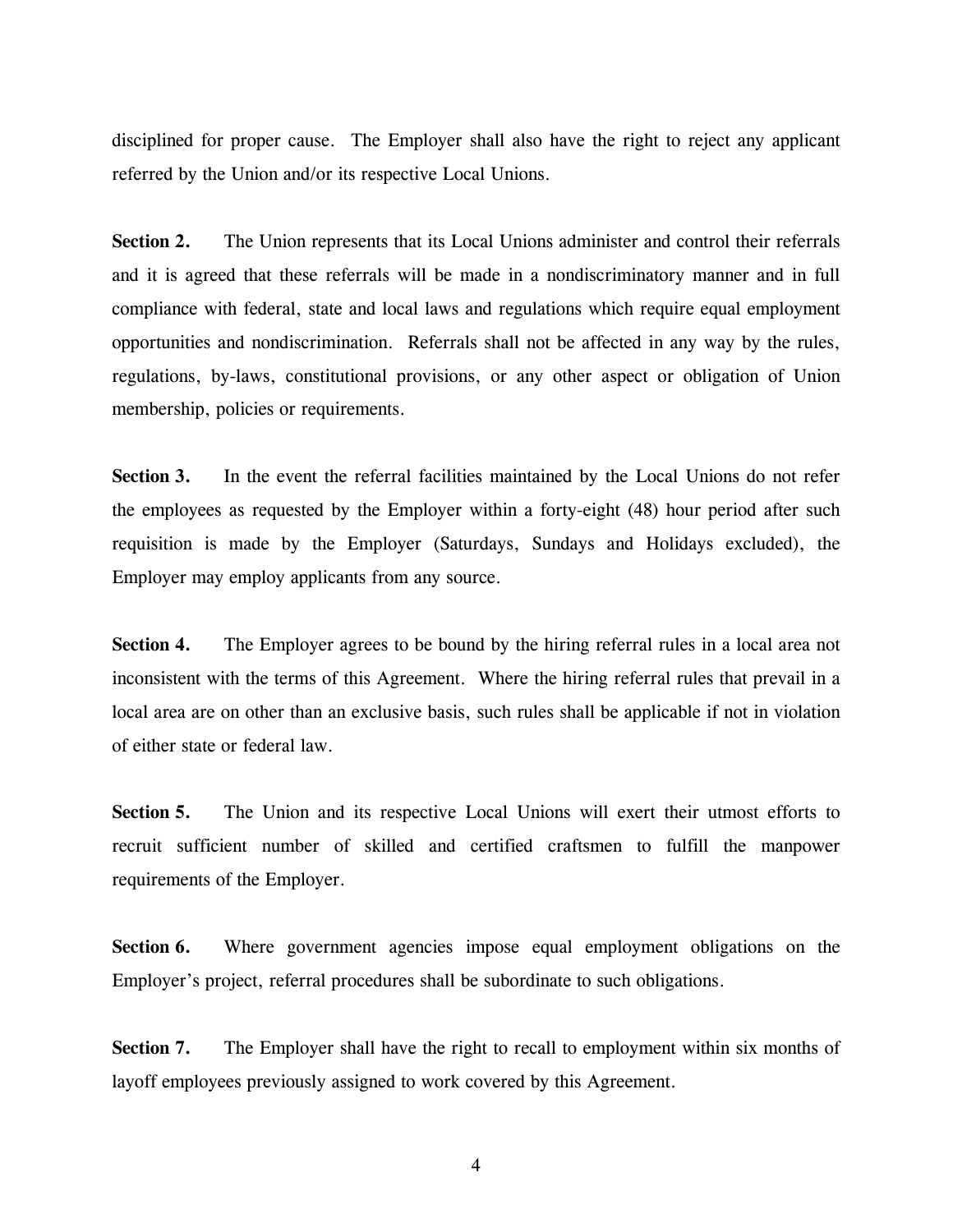disciplined for proper cause. The Employer shall also have the right to reject any applicant referred by the Union and/or its respective Local Unions.

**Section 2.** The Union represents that its Local Unions administer and control their referrals and it is agreed that these referrals will be made in a nondiscriminatory manner and in full compliance with federal, state and local laws and regulations which require equal employment opportunities and nondiscrimination. Referrals shall not be affected in any way by the rules, regulations, by-laws, constitutional provisions, or any other aspect or obligation of Union membership, policies or requirements.

**Section 3.** In the event the referral facilities maintained by the Local Unions do not refer the employees as requested by the Employer within a forty-eight (48) hour period after such requisition is made by the Employer (Saturdays, Sundays and Holidays excluded), the Employer may employ applicants from any source.

**Section 4.** The Employer agrees to be bound by the hiring referral rules in a local area not inconsistent with the terms of this Agreement. Where the hiring referral rules that prevail in a local area are on other than an exclusive basis, such rules shall be applicable if not in violation of either state or federal law.

**Section 5.** The Union and its respective Local Unions will exert their utmost efforts to recruit sufficient number of skilled and certified craftsmen to fulfill the manpower requirements of the Employer.

**Section 6.** Where government agencies impose equal employment obligations on the Employer's project, referral procedures shall be subordinate to such obligations.

**Section 7.** The Employer shall have the right to recall to employment within six months of layoff employees previously assigned to work covered by this Agreement.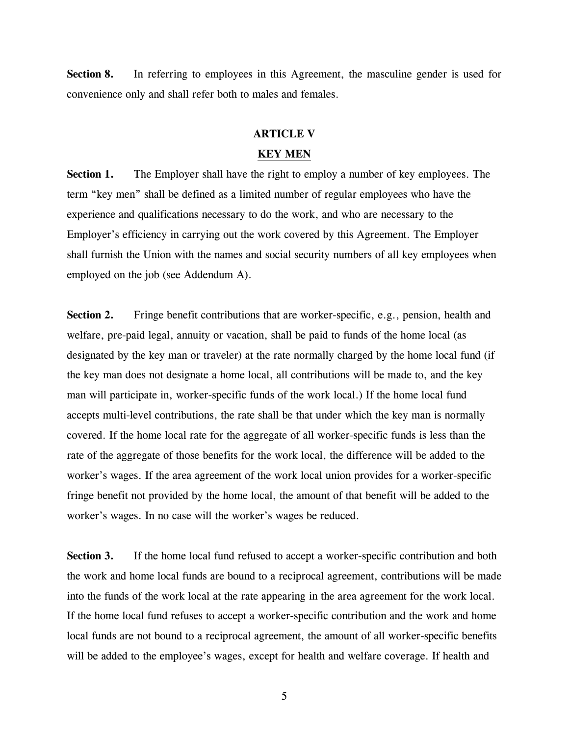**Section 8.** In referring to employees in this Agreement, the masculine gender is used for convenience only and shall refer both to males and females.

## ARTICLE V

## KEY MEN

**Section 1.** The Employer shall have the right to employ a number of key employees. The term "key men" shall be defined as a limited number of regular employees who have the experience and qualifications necessary to do the work, and who are necessary to the Employer's efficiency in carrying out the work covered by this Agreement. The Employer shall furnish the Union with the names and social security numbers of all key employees when employed on the job (see Addendum A).

**Section 2.** Fringe benefit contributions that are worker-specific, e.g., pension, health and welfare, pre-paid legal, annuity or vacation, shall be paid to funds of the home local (as designated by the key man or traveler) at the rate normally charged by the home local fund (if the key man does not designate a home local, all contributions will be made to, and the key man will participate in, worker-specific funds of the work local.) If the home local fund accepts multi-level contributions, the rate shall be that under which the key man is normally covered. If the home local rate for the aggregate of all worker-specific funds is less than the rate of the aggregate of those benefits for the work local, the difference will be added to the worker's wages. If the area agreement of the work local union provides for a worker-specific fringe benefit not provided by the home local, the amount of that benefit will be added to the worker's wages. In no case will the worker's wages be reduced.

**Section 3.** If the home local fund refused to accept a worker-specific contribution and both the work and home local funds are bound to a reciprocal agreement, contributions will be made into the funds of the work local at the rate appearing in the area agreement for the work local. If the home local fund refuses to accept a worker-specific contribution and the work and home local funds are not bound to a reciprocal agreement, the amount of all worker-specific benefits will be added to the employee's wages, except for health and welfare coverage. If health and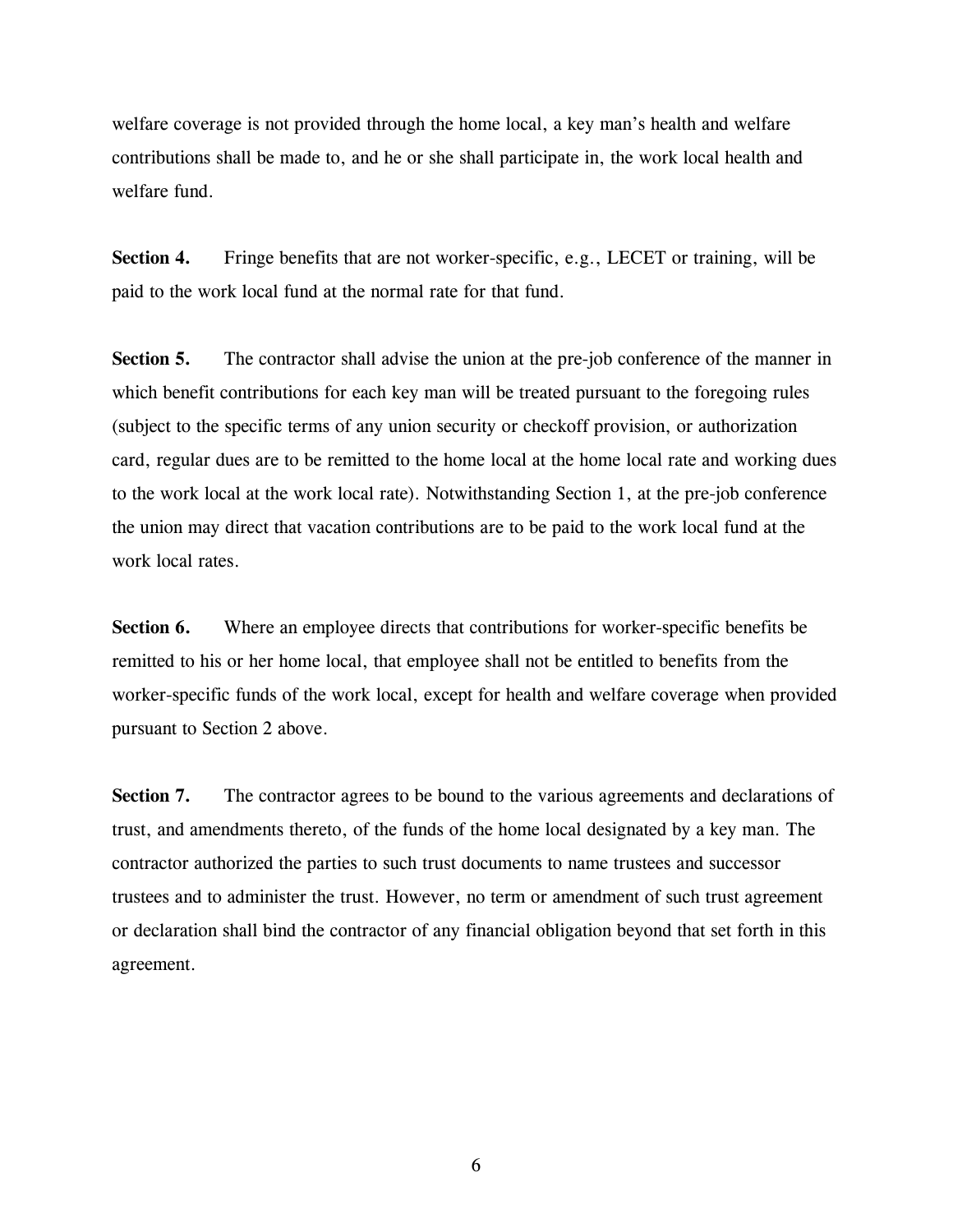welfare coverage is not provided through the home local, a key man's health and welfare contributions shall be made to, and he or she shall participate in, the work local health and welfare fund.

**Section 4.** Fringe benefits that are not worker-specific, e.g., LECET or training, will be paid to the work local fund at the normal rate for that fund.

**Section 5.** The contractor shall advise the union at the pre-job conference of the manner in which benefit contributions for each key man will be treated pursuant to the foregoing rules (subject to the specific terms of any union security or checkoff provision, or authorization card, regular dues are to be remitted to the home local at the home local rate and working dues to the work local at the work local rate). Notwithstanding Section 1, at the pre-job conference the union may direct that vacation contributions are to be paid to the work local fund at the work local rates.

**Section 6.** Where an employee directs that contributions for worker-specific benefits be remitted to his or her home local, that employee shall not be entitled to benefits from the worker-specific funds of the work local, except for health and welfare coverage when provided pursuant to Section 2 above.

**Section 7.** The contractor agrees to be bound to the various agreements and declarations of trust, and amendments thereto, of the funds of the home local designated by a key man. The contractor authorized the parties to such trust documents to name trustees and successor trustees and to administer the trust. However, no term or amendment of such trust agreement or declaration shall bind the contractor of any financial obligation beyond that set forth in this agreement.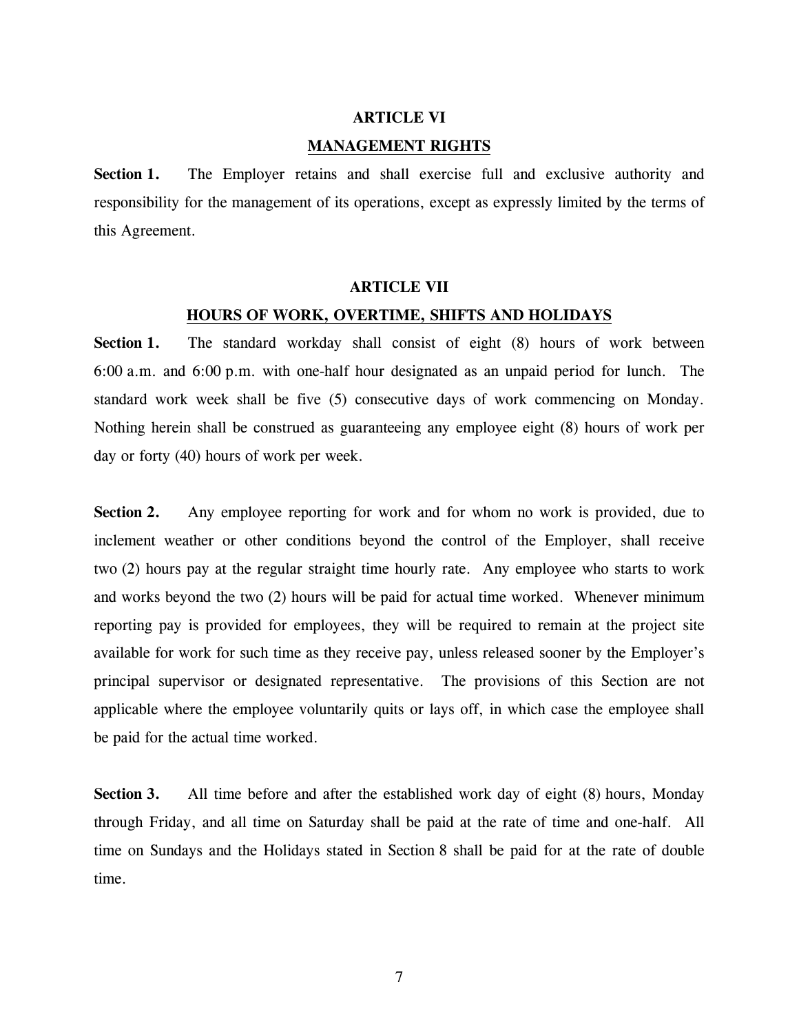## ARTICLE VI

## MANAGEMENT RIGHTS

**Section 1.** The Employer retains and shall exercise full and exclusive authority and responsibility for the management of its operations, except as expressly limited by the terms of this Agreement.

## ARTICLE VII

## HOURS OF WORK, OVERTIME, SHIFTS AND HOLIDAYS

**Section 1.** The standard workday shall consist of eight (8) hours of work between 6:00 a.m. and 6:00 p.m. with one-half hour designated as an unpaid period for lunch. The standard work week shall be five (5) consecutive days of work commencing on Monday. Nothing herein shall be construed as guaranteeing any employee eight (8) hours of work per day or forty (40) hours of work per week.

**Section 2.** Any employee reporting for work and for whom no work is provided, due to inclement weather or other conditions beyond the control of the Employer, shall receive two (2) hours pay at the regular straight time hourly rate. Any employee who starts to work and works beyond the two (2) hours will be paid for actual time worked. Whenever minimum reporting pay is provided for employees, they will be required to remain at the project site available for work for such time as they receive pay, unless released sooner by the Employer's principal supervisor or designated representative. The provisions of this Section are not applicable where the employee voluntarily quits or lays off, in which case the employee shall be paid for the actual time worked.

**Section 3.** All time before and after the established work day of eight (8) hours, Monday through Friday, and all time on Saturday shall be paid at the rate of time and one-half. All time on Sundays and the Holidays stated in Section 8 shall be paid for at the rate of double time.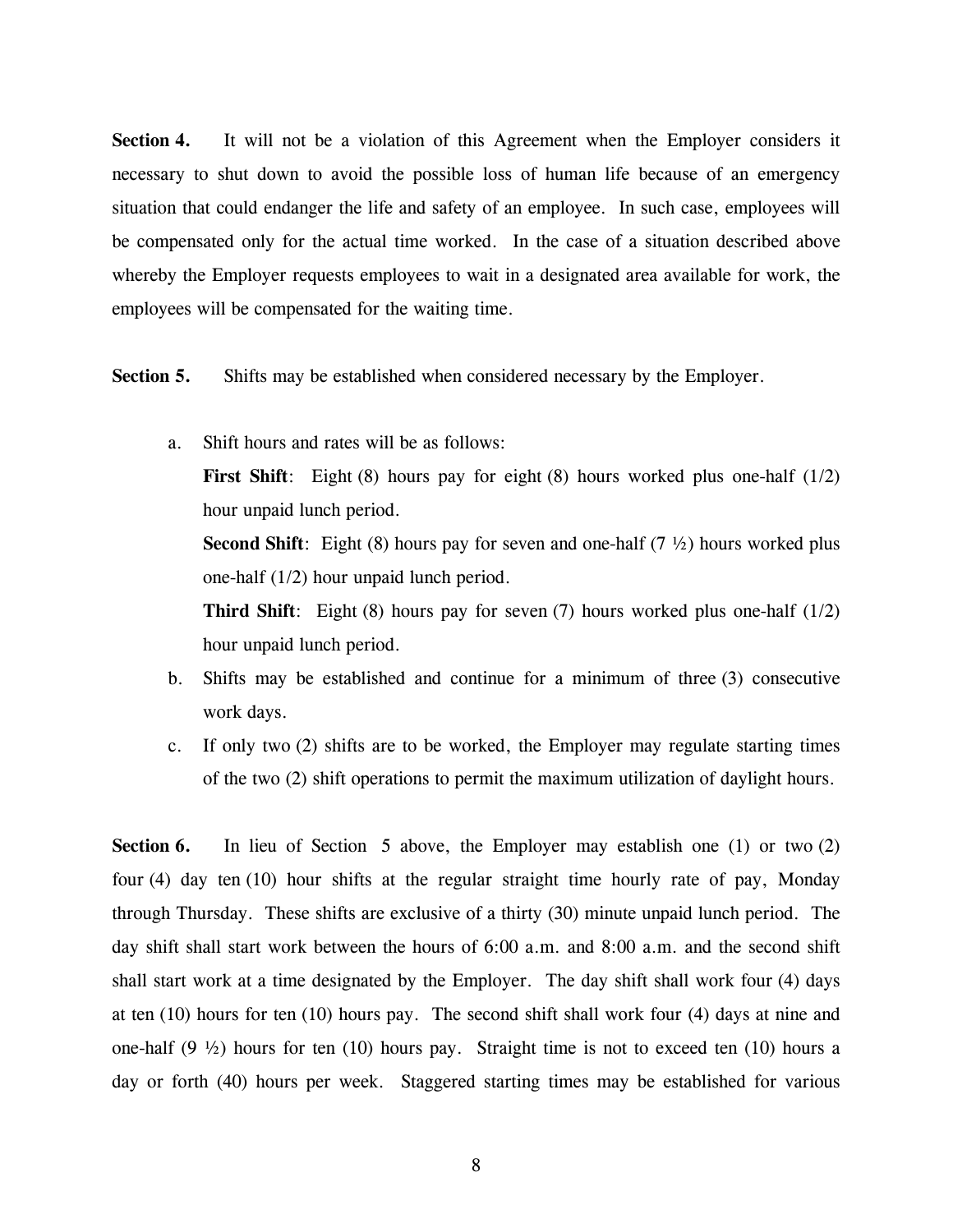**Section 4.** It will not be a violation of this Agreement when the Employer considers it necessary to shut down to avoid the possible loss of human life because of an emergency situation that could endanger the life and safety of an employee. In such case, employees will be compensated only for the actual time worked. In the case of a situation described above whereby the Employer requests employees to wait in a designated area available for work, the employees will be compensated for the waiting time.

**Section 5.** Shifts may be established when considered necessary by the Employer.

a. Shift hours and rates will be as follows:

   **First Shift**: Eight (8) hours pay for eight (8) hours worked plus one-half (1/2) hour unpaid lunch period.

   **Second Shift**: Eight (8) hours pay for seven and one-half (7 ½) hours worked plus one-half (1/2) hour unpaid lunch period.

   **Third Shift**: Eight (8) hours pay for seven (7) hours worked plus one-half (1/2) hour unpaid lunch period.

b. Shifts may be established and continue for a minimum of three (3) consecutive work days.

c. If only two (2) shifts are to be worked, the Employer may regulate starting times of the two (2) shift operations to permit the maximum utilization of daylight hours.

**Section 6.** In lieu of Section 5 above, the Employer may establish one (1) or two (2) four (4) day ten (10) hour shifts at the regular straight time hourly rate of pay, Monday through Thursday. These shifts are exclusive of a thirty (30) minute unpaid lunch period. The day shift shall start work between the hours of 6:00 a.m. and 8:00 a.m. and the second shift shall start work at a time designated by the Employer. The day shift shall work four (4) days at ten (10) hours for ten (10) hours pay. The second shift shall work four (4) days at nine and one-half (9 ½) hours for ten (10) hours pay. Straight time is not to exceed ten (10) hours a day or forth (40) hours per week. Staggered starting times may be established for various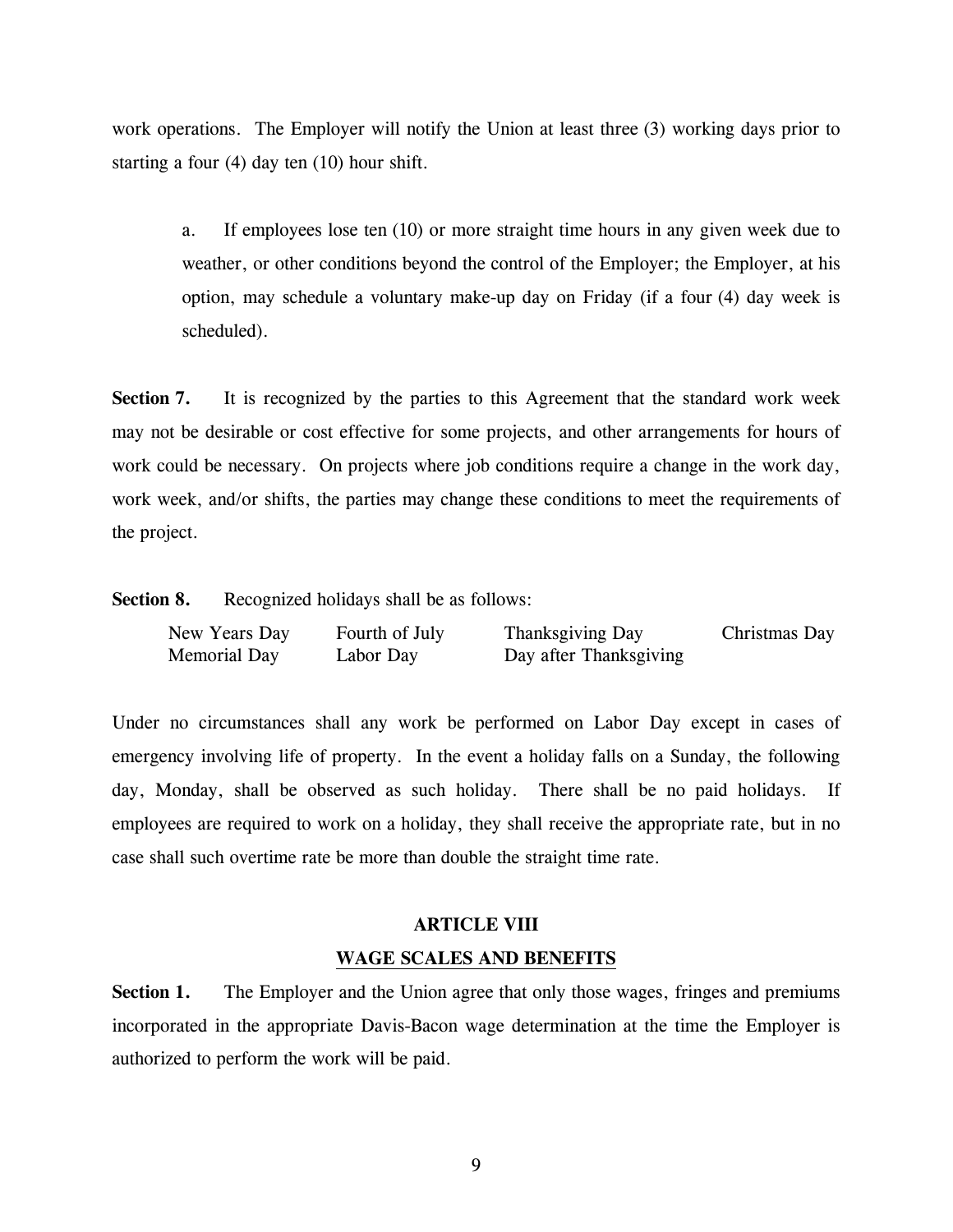work operations. The Employer will notify the Union at least three (3) working days prior to starting a four (4) day ten (10) hour shift.

> a. If employees lose ten (10) or more straight time hours in any given week due to weather, or other conditions beyond the control of the Employer; the Employer, at his option, may schedule a voluntary make-up day on Friday (if a four (4) day week is scheduled).

**Section 7.** It is recognized by the parties to this Agreement that the standard work week may not be desirable or cost effective for some projects, and other arrangements for hours of work could be necessary. On projects where job conditions require a change in the work day, work week, and/or shifts, the parties may change these conditions to meet the requirements of the project.

**Section 8.** Recognized holidays shall be as follows:

| | | | |
|---|---|---|---|
| New Years Day | Fourth of July | Thanksgiving Day | Christmas Day |
| Memorial Day | Labor Day | Day after Thanksgiving | |

Under no circumstances shall any work be performed on Labor Day except in cases of emergency involving life of property. In the event a holiday falls on a Sunday, the following day, Monday, shall be observed as such holiday. There shall be no paid holidays. If employees are required to work on a holiday, they shall receive the appropriate rate, but in no case shall such overtime rate be more than double the straight time rate.

## ARTICLE VIII

## WAGE SCALES AND BENEFITS

**Section 1.** The Employer and the Union agree that only those wages, fringes and premiums incorporated in the appropriate Davis-Bacon wage determination at the time the Employer is authorized to perform the work will be paid.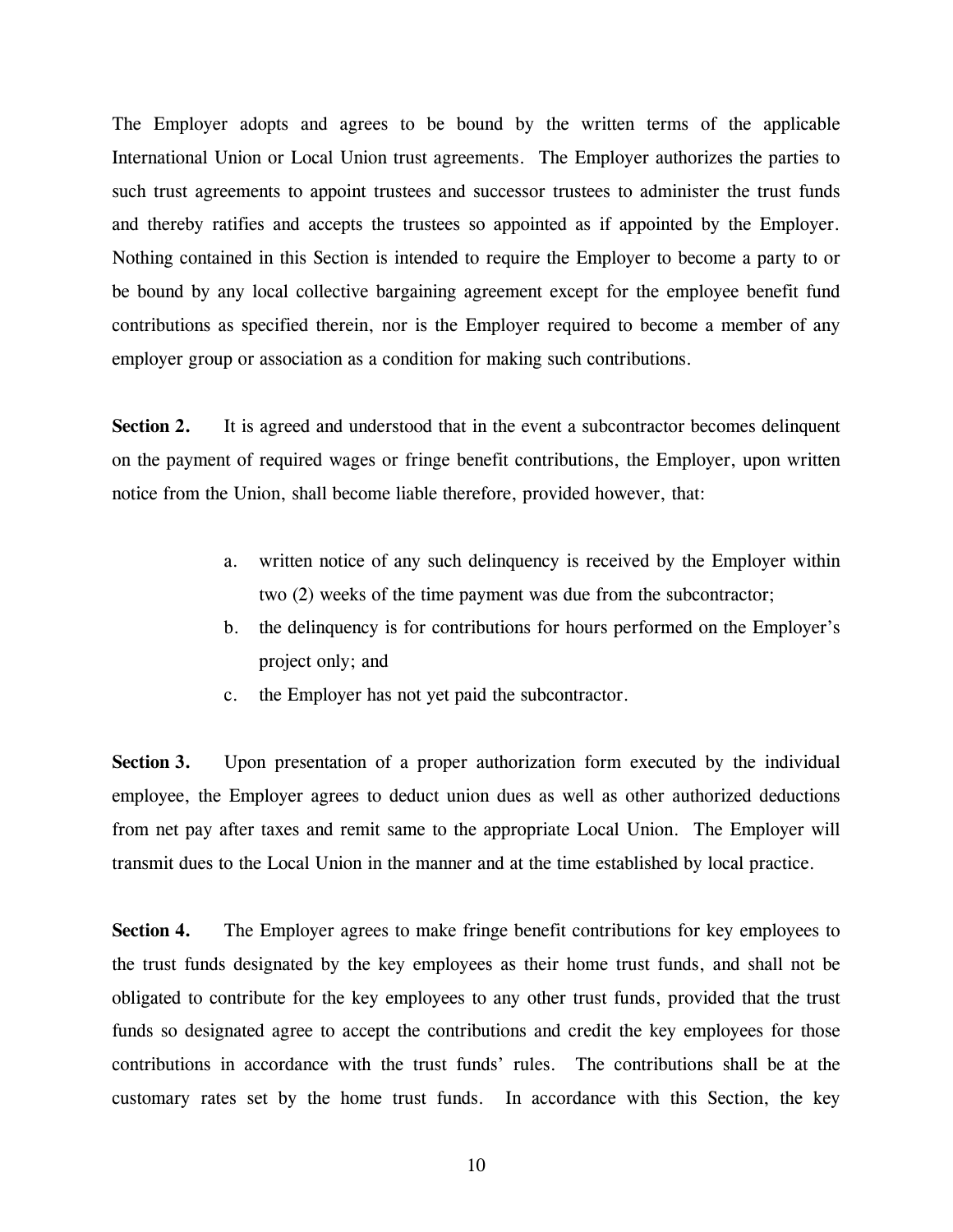The Employer adopts and agrees to be bound by the written terms of the applicable International Union or Local Union trust agreements. The Employer authorizes the parties to such trust agreements to appoint trustees and successor trustees to administer the trust funds and thereby ratifies and accepts the trustees so appointed as if appointed by the Employer. Nothing contained in this Section is intended to require the Employer to become a party to or be bound by any local collective bargaining agreement except for the employee benefit fund contributions as specified therein, nor is the Employer required to become a member of any employer group or association as a condition for making such contributions.

**Section 2.** It is agreed and understood that in the event a subcontractor becomes delinquent on the payment of required wages or fringe benefit contributions, the Employer, upon written notice from the Union, shall become liable therefore, provided however, that:

a. written notice of any such delinquency is received by the Employer within two (2) weeks of the time payment was due from the subcontractor;
b. the delinquency is for contributions for hours performed on the Employer's project only; and
c. the Employer has not yet paid the subcontractor.

**Section 3.** Upon presentation of a proper authorization form executed by the individual employee, the Employer agrees to deduct union dues as well as other authorized deductions from net pay after taxes and remit same to the appropriate Local Union. The Employer will transmit dues to the Local Union in the manner and at the time established by local practice.

**Section 4.** The Employer agrees to make fringe benefit contributions for key employees to the trust funds designated by the key employees as their home trust funds, and shall not be obligated to contribute for the key employees to any other trust funds, provided that the trust funds so designated agree to accept the contributions and credit the key employees for those contributions in accordance with the trust funds' rules. The contributions shall be at the customary rates set by the home trust funds. In accordance with this Section, the key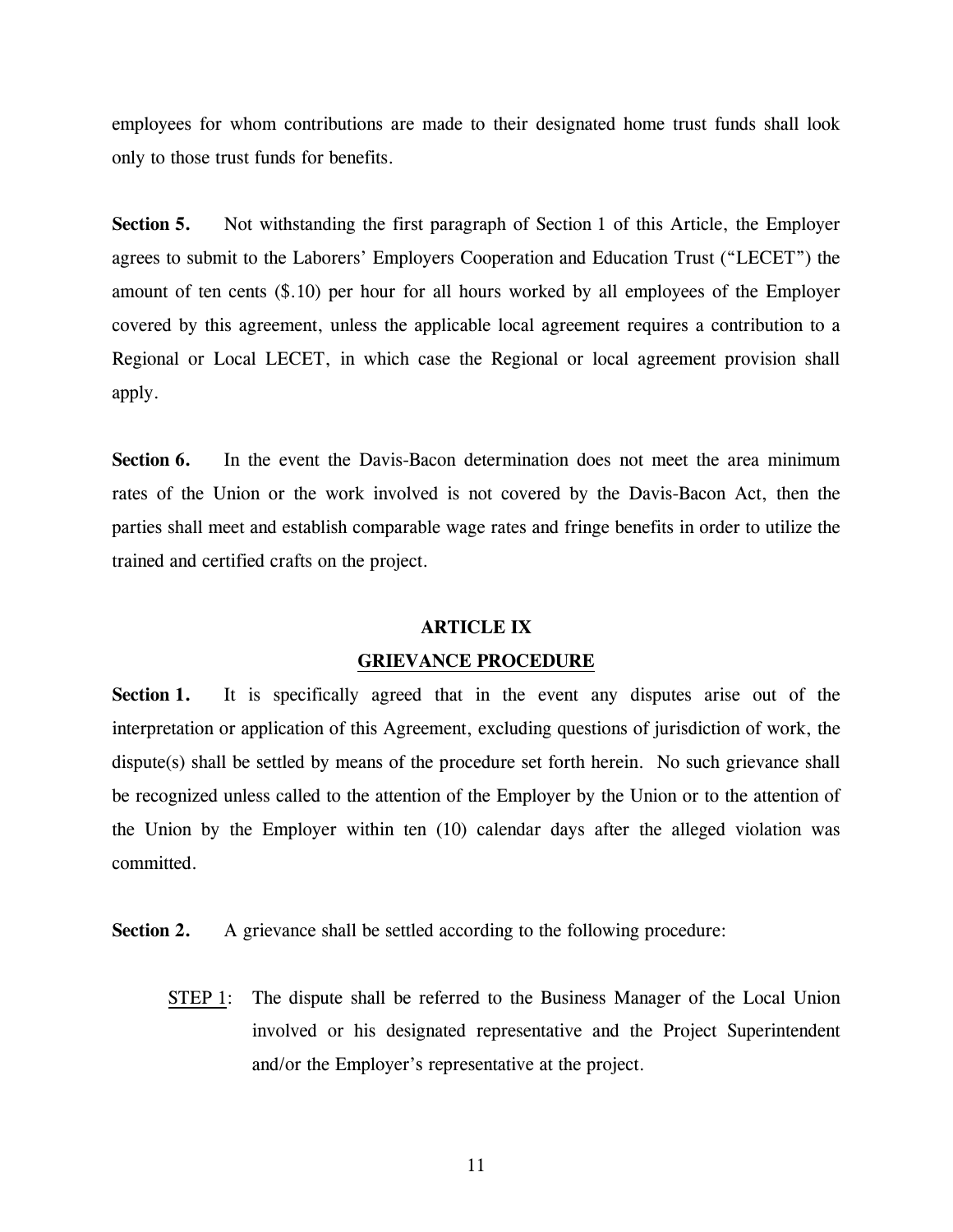employees for whom contributions are made to their designated home trust funds shall look only to those trust funds for benefits.

**Section 5.** Not withstanding the first paragraph of Section 1 of this Article, the Employer agrees to submit to the Laborers' Employers Cooperation and Education Trust ("LECET") the amount of ten cents ($.10) per hour for all hours worked by all employees of the Employer covered by this agreement, unless the applicable local agreement requires a contribution to a Regional or Local LECET, in which case the Regional or local agreement provision shall apply.

**Section 6.** In the event the Davis-Bacon determination does not meet the area minimum rates of the Union or the work involved is not covered by the Davis-Bacon Act, then the parties shall meet and establish comparable wage rates and fringe benefits in order to utilize the trained and certified crafts on the project.

## ARTICLE IX

## GRIEVANCE PROCEDURE

**Section 1.** It is specifically agreed that in the event any disputes arise out of the interpretation or application of this Agreement, excluding questions of jurisdiction of work, the dispute(s) shall be settled by means of the procedure set forth herein. No such grievance shall be recognized unless called to the attention of the Employer by the Union or to the attention of the Union by the Employer within ten (10) calendar days after the alleged violation was committed.

**Section 2.** A grievance shall be settled according to the following procedure:

STEP 1: The dispute shall be referred to the Business Manager of the Local Union involved or his designated representative and the Project Superintendent and/or the Employer's representative at the project.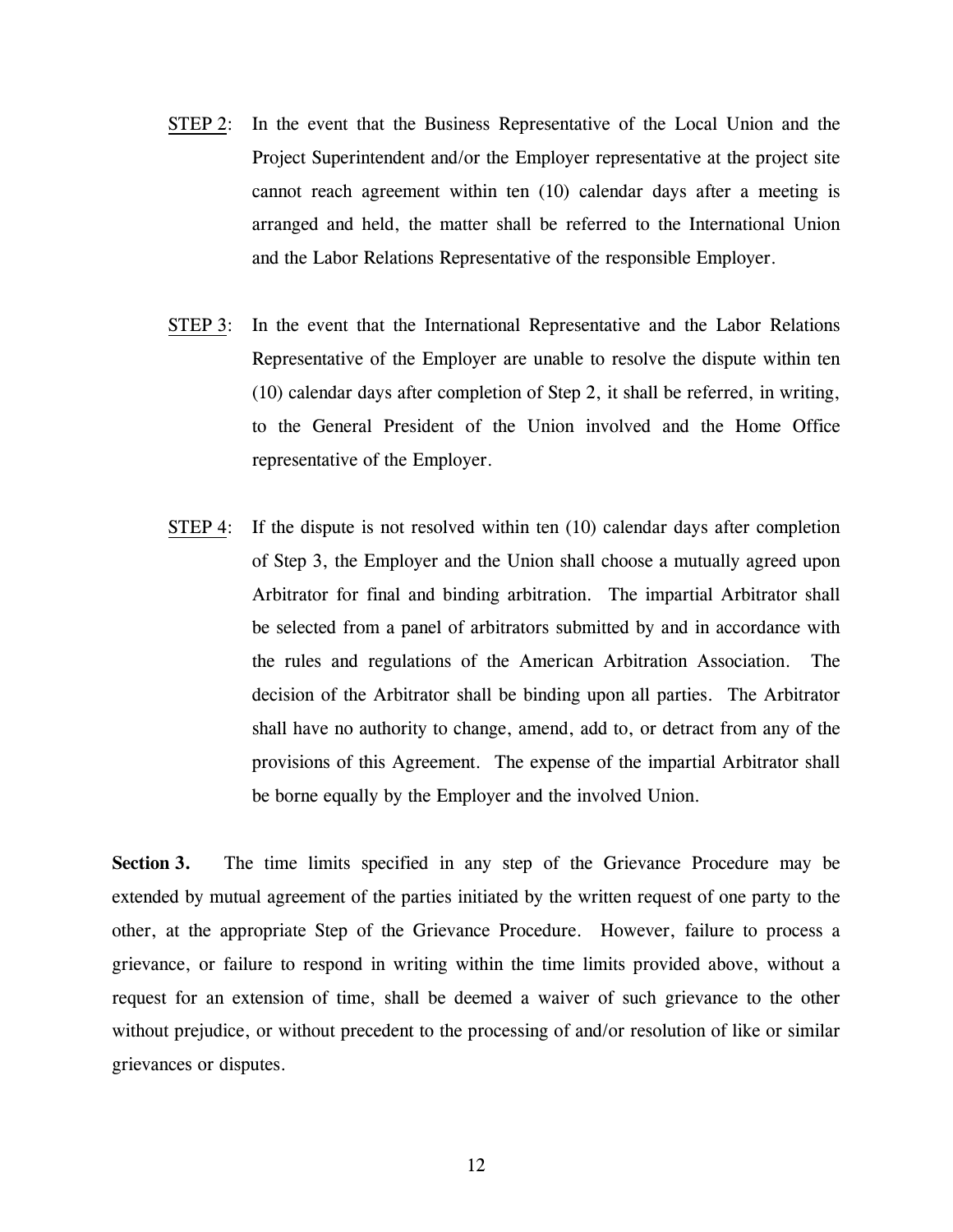<u>STEP 2</u>: In the event that the Business Representative of the Local Union and the Project Superintendent and/or the Employer representative at the project site cannot reach agreement within ten (10) calendar days after a meeting is arranged and held, the matter shall be referred to the International Union and the Labor Relations Representative of the responsible Employer.

<u>STEP 3</u>: In the event that the International Representative and the Labor Relations Representative of the Employer are unable to resolve the dispute within ten (10) calendar days after completion of Step 2, it shall be referred, in writing, to the General President of the Union involved and the Home Office representative of the Employer.

<u>STEP 4</u>: If the dispute is not resolved within ten (10) calendar days after completion of Step 3, the Employer and the Union shall choose a mutually agreed upon Arbitrator for final and binding arbitration. The impartial Arbitrator shall be selected from a panel of arbitrators submitted by and in accordance with the rules and regulations of the American Arbitration Association. The decision of the Arbitrator shall be binding upon all parties. The Arbitrator shall have no authority to change, amend, add to, or detract from any of the provisions of this Agreement. The expense of the impartial Arbitrator shall be borne equally by the Employer and the involved Union.

**Section 3.** The time limits specified in any step of the Grievance Procedure may be extended by mutual agreement of the parties initiated by the written request of one party to the other, at the appropriate Step of the Grievance Procedure. However, failure to process a grievance, or failure to respond in writing within the time limits provided above, without a request for an extension of time, shall be deemed a waiver of such grievance to the other without prejudice, or without precedent to the processing of and/or resolution of like or similar grievances or disputes.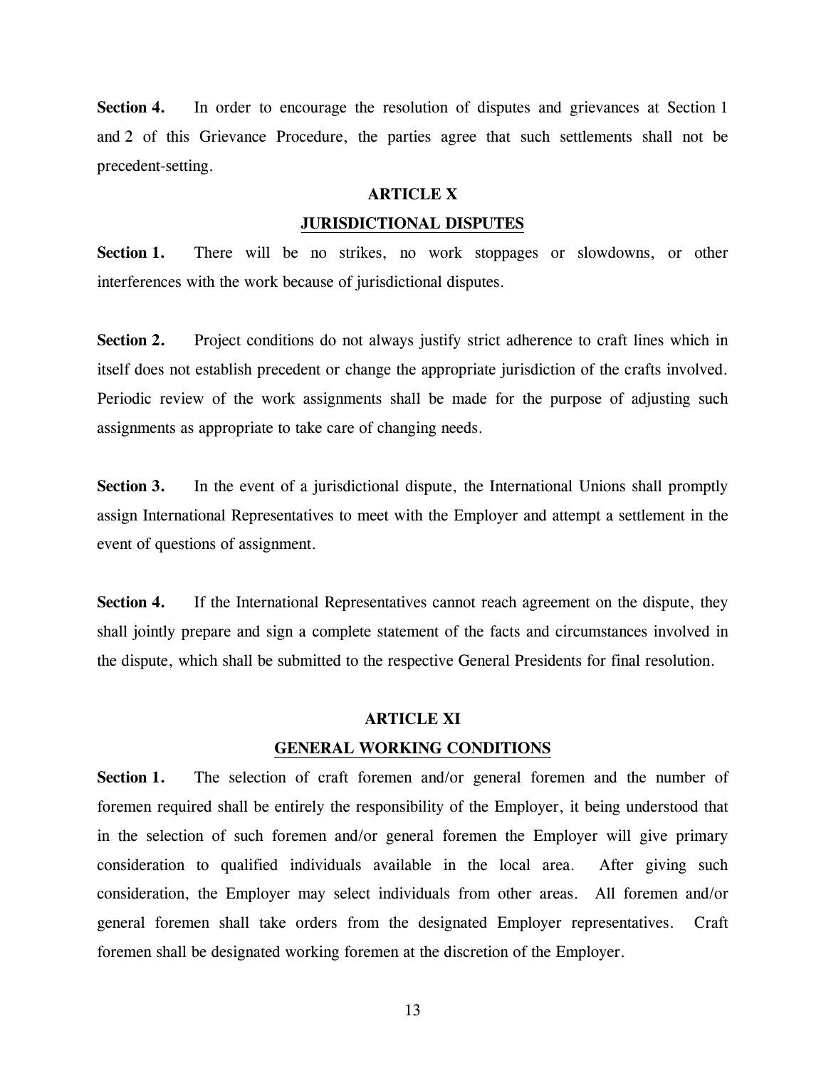**Section 4.** In order to encourage the resolution of disputes and grievances at Section 1 and 2 of this Grievance Procedure, the parties agree that such settlements shall not be precedent-setting.

## ARTICLE X

## JURISDICTIONAL DISPUTES

**Section 1.** There will be no strikes, no work stoppages or slowdowns, or other interferences with the work because of jurisdictional disputes.

**Section 2.** Project conditions do not always justify strict adherence to craft lines which in itself does not establish precedent or change the appropriate jurisdiction of the crafts involved. Periodic review of the work assignments shall be made for the purpose of adjusting such assignments as appropriate to take care of changing needs.

**Section 3.** In the event of a jurisdictional dispute, the International Unions shall promptly assign International Representatives to meet with the Employer and attempt a settlement in the event of questions of assignment.

**Section 4.** If the International Representatives cannot reach agreement on the dispute, they shall jointly prepare and sign a complete statement of the facts and circumstances involved in the dispute, which shall be submitted to the respective General Presidents for final resolution.

## ARTICLE XI

## GENERAL WORKING CONDITIONS

**Section 1.** The selection of craft foremen and/or general foremen and the number of foremen required shall be entirely the responsibility of the Employer, it being understood that in the selection of such foremen and/or general foremen the Employer will give primary consideration to qualified individuals available in the local area. After giving such consideration, the Employer may select individuals from other areas. All foremen and/or general foremen shall take orders from the designated Employer representatives. Craft foremen shall be designated working foremen at the discretion of the Employer.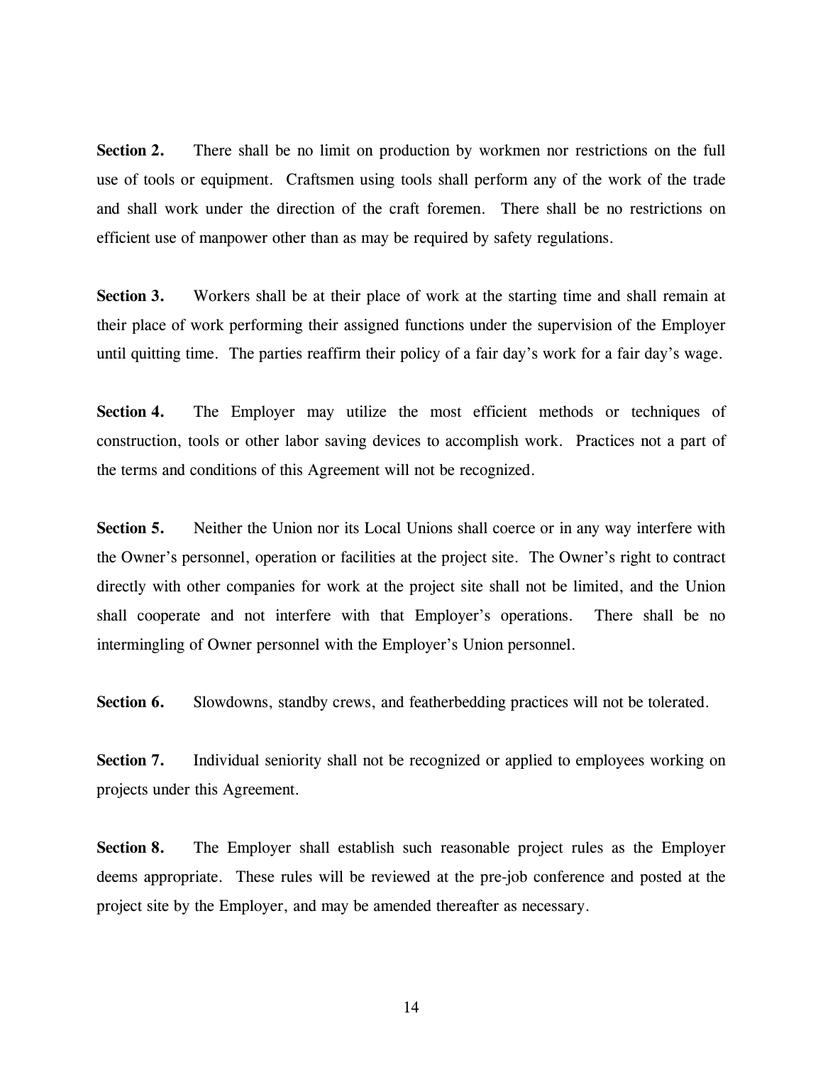**Section 2.** There shall be no limit on production by workmen nor restrictions on the full use of tools or equipment. Craftsmen using tools shall perform any of the work of the trade and shall work under the direction of the craft foremen. There shall be no restrictions on efficient use of manpower other than as may be required by safety regulations.

**Section 3.** Workers shall be at their place of work at the starting time and shall remain at their place of work performing their assigned functions under the supervision of the Employer until quitting time. The parties reaffirm their policy of a fair day's work for a fair day's wage.

**Section 4.** The Employer may utilize the most efficient methods or techniques of construction, tools or other labor saving devices to accomplish work. Practices not a part of the terms and conditions of this Agreement will not be recognized.

**Section 5.** Neither the Union nor its Local Unions shall coerce or in any way interfere with the Owner's personnel, operation or facilities at the project site. The Owner's right to contract directly with other companies for work at the project site shall not be limited, and the Union shall cooperate and not interfere with that Employer's operations. There shall be no intermingling of Owner personnel with the Employer's Union personnel.

**Section 6.** Slowdowns, standby crews, and featherbedding practices will not be tolerated.

**Section 7.** Individual seniority shall not be recognized or applied to employees working on projects under this Agreement.

**Section 8.** The Employer shall establish such reasonable project rules as the Employer deems appropriate. These rules will be reviewed at the pre-job conference and posted at the project site by the Employer, and may be amended thereafter as necessary.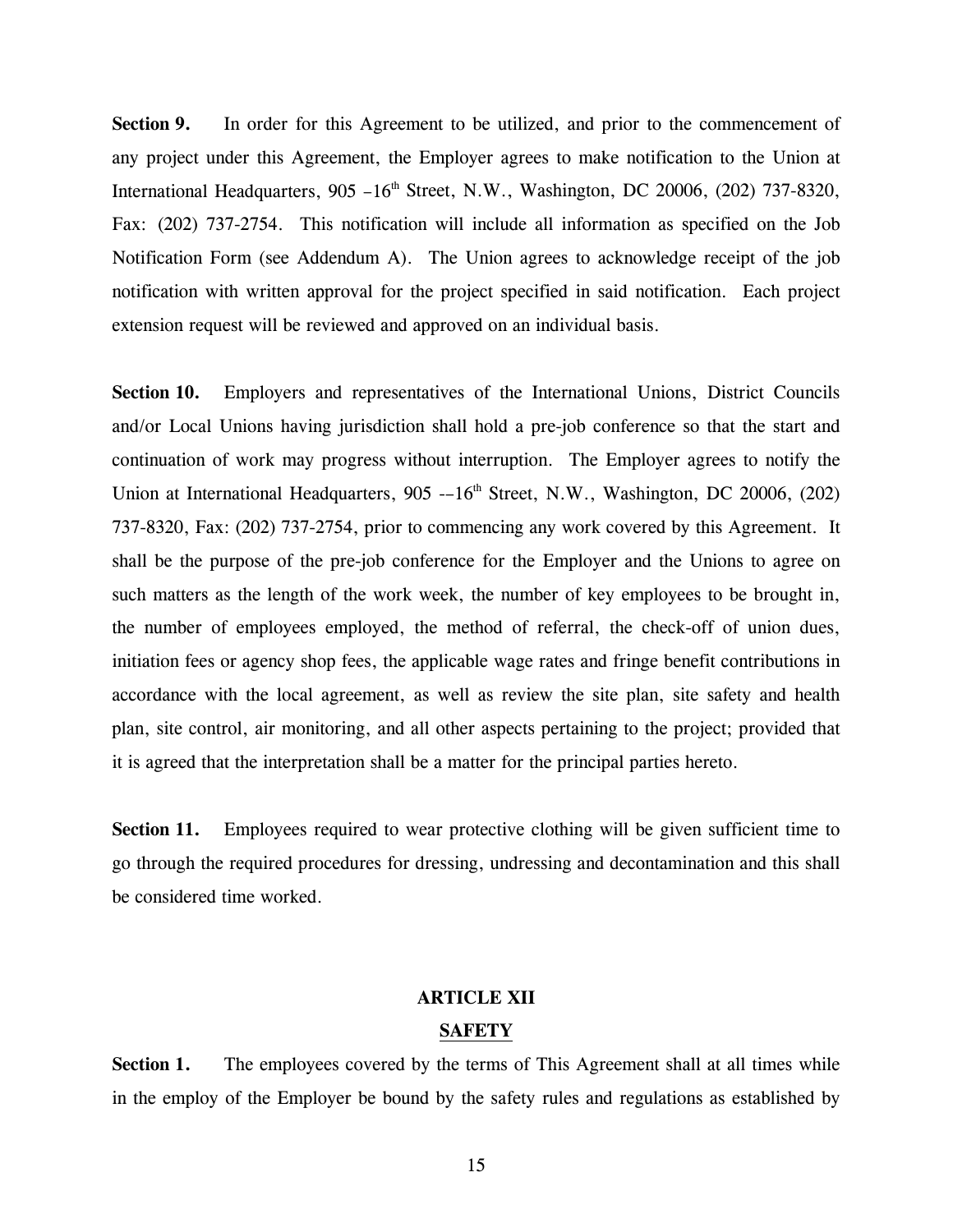**Section 9.** In order for this Agreement to be utilized, and prior to the commencement of any project under this Agreement, the Employer agrees to make notification to the Union at International Headquarters, 905 –16th Street, N.W., Washington, DC 20006, (202) 737-8320, Fax: (202) 737-2754. This notification will include all information as specified on the Job Notification Form (see Addendum A). The Union agrees to acknowledge receipt of the job notification with written approval for the project specified in said notification. Each project extension request will be reviewed and approved on an individual basis.

**Section 10.** Employers and representatives of the International Unions, District Councils and/or Local Unions having jurisdiction shall hold a pre-job conference so that the start and continuation of work may progress without interruption. The Employer agrees to notify the Union at International Headquarters, 905 -–16th Street, N.W., Washington, DC 20006, (202) 737-8320, Fax: (202) 737-2754, prior to commencing any work covered by this Agreement. It shall be the purpose of the pre-job conference for the Employer and the Unions to agree on such matters as the length of the work week, the number of key employees to be brought in, the number of employees employed, the method of referral, the check-off of union dues, initiation fees or agency shop fees, the applicable wage rates and fringe benefit contributions in accordance with the local agreement, as well as review the site plan, site safety and health plan, site control, air monitoring, and all other aspects pertaining to the project; provided that it is agreed that the interpretation shall be a matter for the principal parties hereto.

**Section 11.** Employees required to wear protective clothing will be given sufficient time to go through the required procedures for dressing, undressing and decontamination and this shall be considered time worked.

## ARTICLE XII

## SAFETY

**Section 1.** The employees covered by the terms of This Agreement shall at all times while in the employ of the Employer be bound by the safety rules and regulations as established by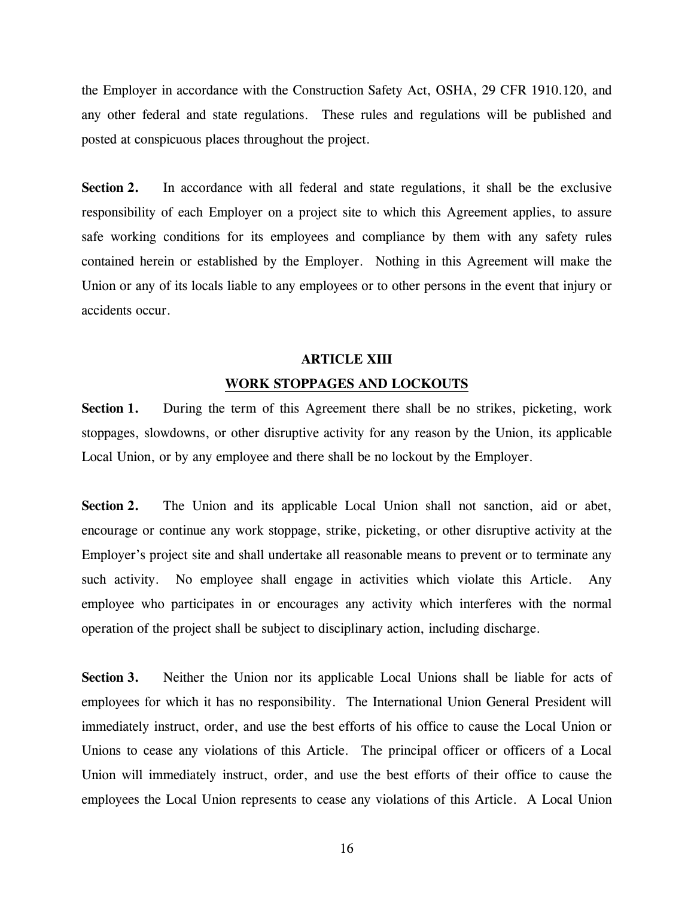the Employer in accordance with the Construction Safety Act, OSHA, 29 CFR 1910.120, and any other federal and state regulations. These rules and regulations will be published and posted at conspicuous places throughout the project.

**Section 2.** In accordance with all federal and state regulations, it shall be the exclusive responsibility of each Employer on a project site to which this Agreement applies, to assure safe working conditions for its employees and compliance by them with any safety rules contained herein or established by the Employer. Nothing in this Agreement will make the Union or any of its locals liable to any employees or to other persons in the event that injury or accidents occur.

## ARTICLE XIII
## WORK STOPPAGES AND LOCKOUTS

**Section 1.** During the term of this Agreement there shall be no strikes, picketing, work stoppages, slowdowns, or other disruptive activity for any reason by the Union, its applicable Local Union, or by any employee and there shall be no lockout by the Employer.

**Section 2.** The Union and its applicable Local Union shall not sanction, aid or abet, encourage or continue any work stoppage, strike, picketing, or other disruptive activity at the Employer's project site and shall undertake all reasonable means to prevent or to terminate any such activity. No employee shall engage in activities which violate this Article. Any employee who participates in or encourages any activity which interferes with the normal operation of the project shall be subject to disciplinary action, including discharge.

**Section 3.** Neither the Union nor its applicable Local Unions shall be liable for acts of employees for which it has no responsibility. The International Union General President will immediately instruct, order, and use the best efforts of his office to cause the Local Union or Unions to cease any violations of this Article. The principal officer or officers of a Local Union will immediately instruct, order, and use the best efforts of their office to cause the employees the Local Union represents to cease any violations of this Article. A Local Union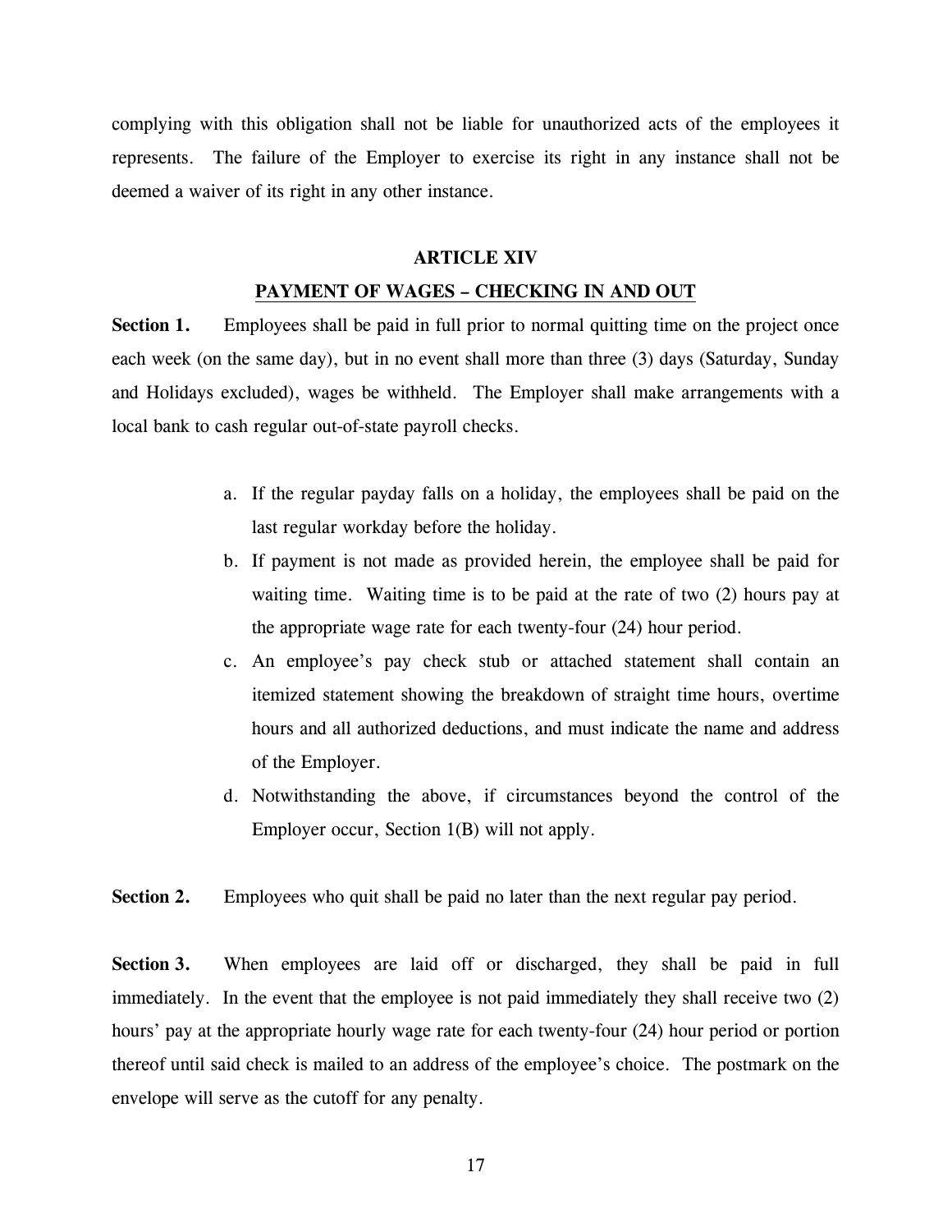complying with this obligation shall not be liable for unauthorized acts of the employees it represents. The failure of the Employer to exercise its right in any instance shall not be deemed a waiver of its right in any other instance.

## ARTICLE XIV

## PAYMENT OF WAGES – CHECKING IN AND OUT

**Section 1.** Employees shall be paid in full prior to normal quitting time on the project once each week (on the same day), but in no event shall more than three (3) days (Saturday, Sunday and Holidays excluded), wages be withheld. The Employer shall make arrangements with a local bank to cash regular out-of-state payroll checks.

a. If the regular payday falls on a holiday, the employees shall be paid on the last regular workday before the holiday.

b. If payment is not made as provided herein, the employee shall be paid for waiting time. Waiting time is to be paid at the rate of two (2) hours pay at the appropriate wage rate for each twenty-four (24) hour period.

c. An employee's pay check stub or attached statement shall contain an itemized statement showing the breakdown of straight time hours, overtime hours and all authorized deductions, and must indicate the name and address of the Employer.

d. Notwithstanding the above, if circumstances beyond the control of the Employer occur, Section 1(B) will not apply.

**Section 2.** Employees who quit shall be paid no later than the next regular pay period.

**Section 3.** When employees are laid off or discharged, they shall be paid in full immediately. In the event that the employee is not paid immediately they shall receive two (2) hours' pay at the appropriate hourly wage rate for each twenty-four (24) hour period or portion thereof until said check is mailed to an address of the employee's choice. The postmark on the envelope will serve as the cutoff for any penalty.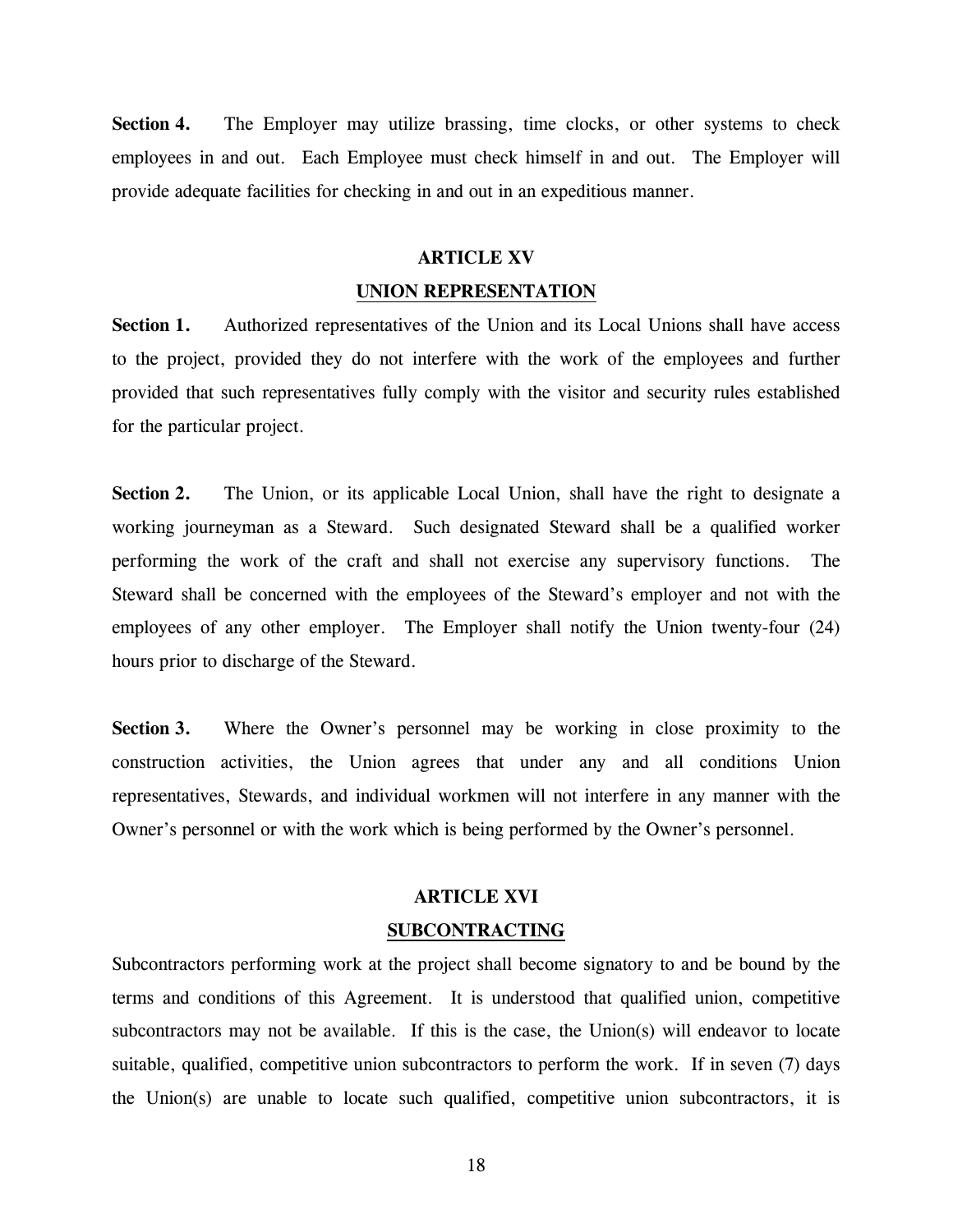**Section 4.** The Employer may utilize brassing, time clocks, or other systems to check employees in and out. Each Employee must check himself in and out. The Employer will provide adequate facilities for checking in and out in an expeditious manner.

## ARTICLE XV

## UNION REPRESENTATION

**Section 1.** Authorized representatives of the Union and its Local Unions shall have access to the project, provided they do not interfere with the work of the employees and further provided that such representatives fully comply with the visitor and security rules established for the particular project.

**Section 2.** The Union, or its applicable Local Union, shall have the right to designate a working journeyman as a Steward. Such designated Steward shall be a qualified worker performing the work of the craft and shall not exercise any supervisory functions. The Steward shall be concerned with the employees of the Steward's employer and not with the employees of any other employer. The Employer shall notify the Union twenty-four (24) hours prior to discharge of the Steward.

**Section 3.** Where the Owner's personnel may be working in close proximity to the construction activities, the Union agrees that under any and all conditions Union representatives, Stewards, and individual workmen will not interfere in any manner with the Owner's personnel or with the work which is being performed by the Owner's personnel.

## ARTICLE XVI

## SUBCONTRACTING

Subcontractors performing work at the project shall become signatory to and be bound by the terms and conditions of this Agreement. It is understood that qualified union, competitive subcontractors may not be available. If this is the case, the Union(s) will endeavor to locate suitable, qualified, competitive union subcontractors to perform the work. If in seven (7) days the Union(s) are unable to locate such qualified, competitive union subcontractors, it is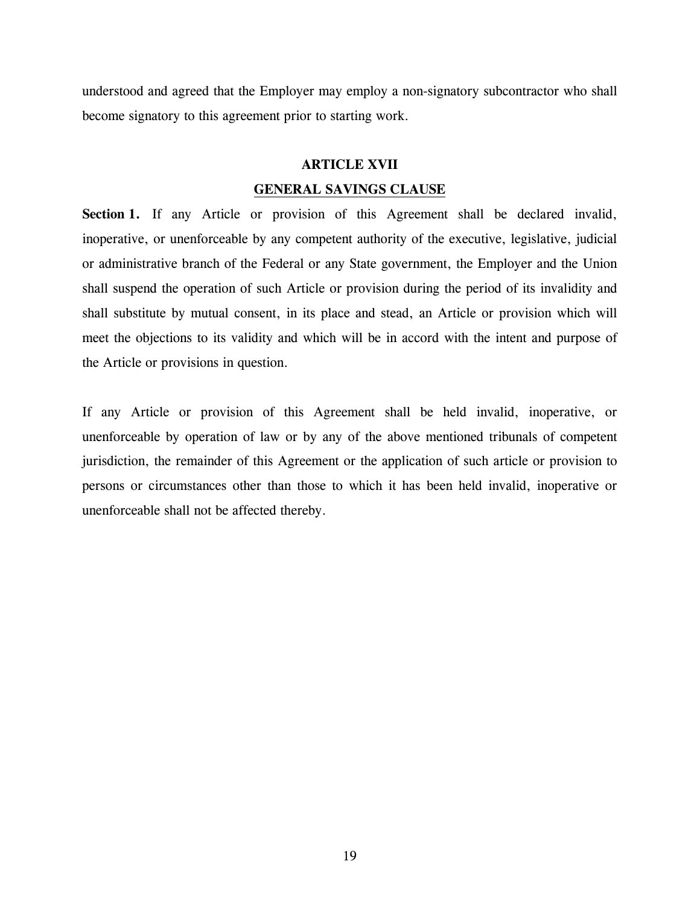understood and agreed that the Employer may employ a non-signatory subcontractor who shall become signatory to this agreement prior to starting work.

## ARTICLE XVII

## GENERAL SAVINGS CLAUSE

**Section 1.** If any Article or provision of this Agreement shall be declared invalid, inoperative, or unenforceable by any competent authority of the executive, legislative, judicial or administrative branch of the Federal or any State government, the Employer and the Union shall suspend the operation of such Article or provision during the period of its invalidity and shall substitute by mutual consent, in its place and stead, an Article or provision which will meet the objections to its validity and which will be in accord with the intent and purpose of the Article or provisions in question.

If any Article or provision of this Agreement shall be held invalid, inoperative, or unenforceable by operation of law or by any of the above mentioned tribunals of competent jurisdiction, the remainder of this Agreement or the application of such article or provision to persons or circumstances other than those to which it has been held invalid, inoperative or unenforceable shall not be affected thereby.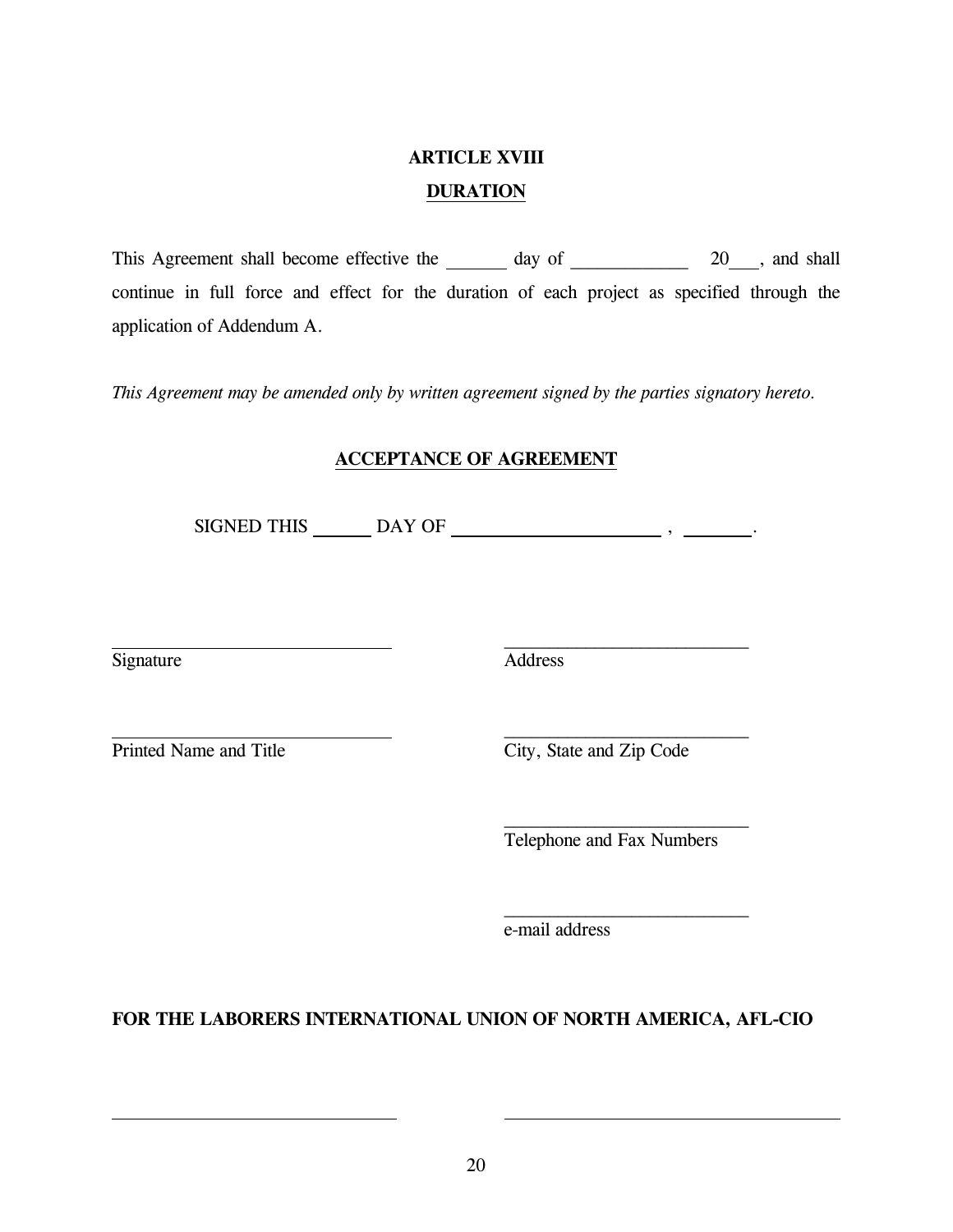# ARTICLE XVIII

## DURATION

This Agreement shall become effective the _______ day of _____________ 20___, and shall continue in full force and effect for the duration of each project as specified through the application of Addendum A.

*This Agreement may be amended only by written agreement signed by the parties signatory hereto.*

## ACCEPTANCE OF AGREEMENT

SIGNED THIS ______ DAY OF ______________________ , _______.

______________________________ Signature

______________________________ Printed Name and Title

__________________________ Address

__________________________ City, State and Zip Code

__________________________ Telephone and Fax Numbers

__________________________ e-mail address

**FOR THE LABORERS INTERNATIONAL UNION OF NORTH AMERICA, AFL-CIO**

______________________________

____________________________________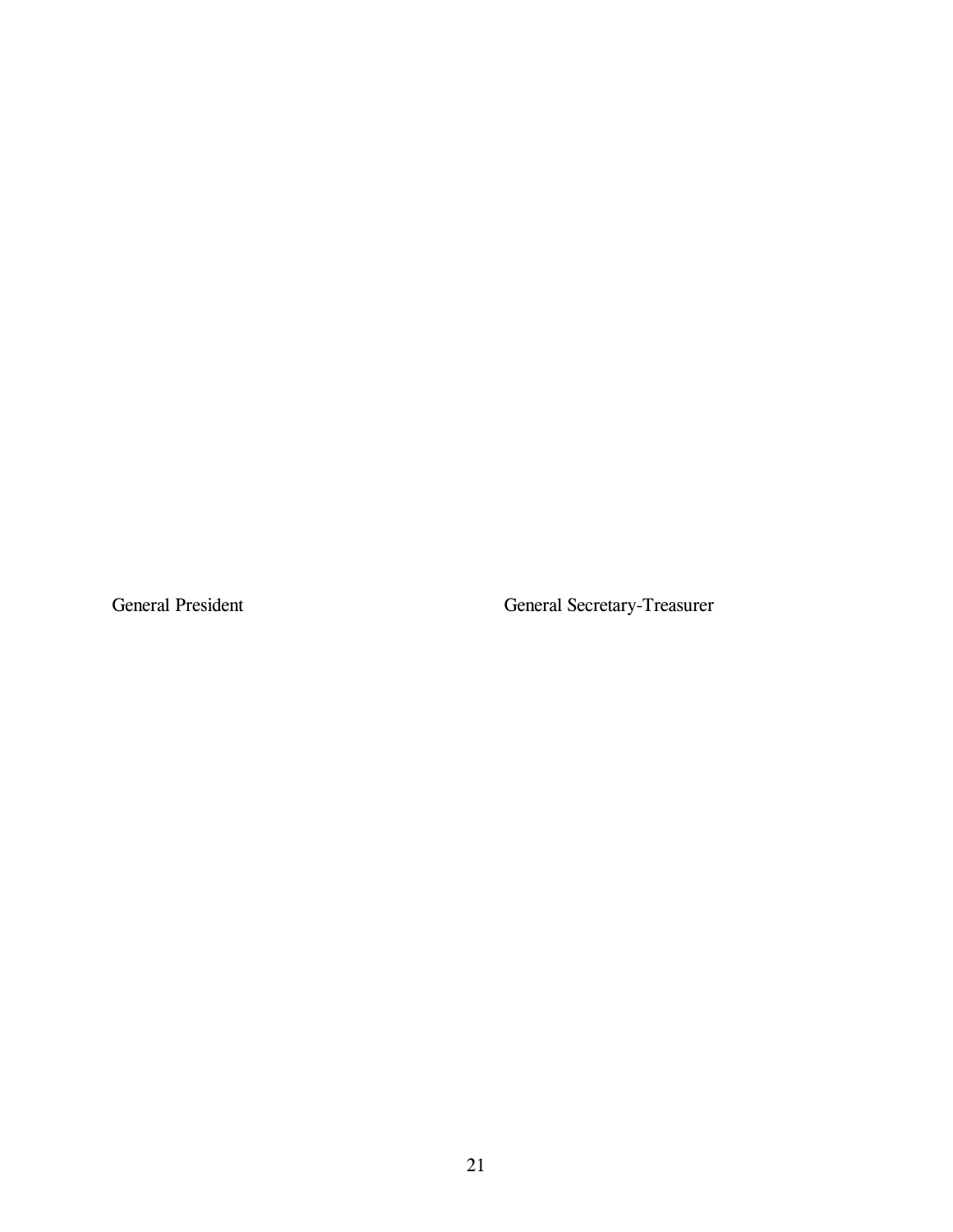General President General Secretary-Treasurer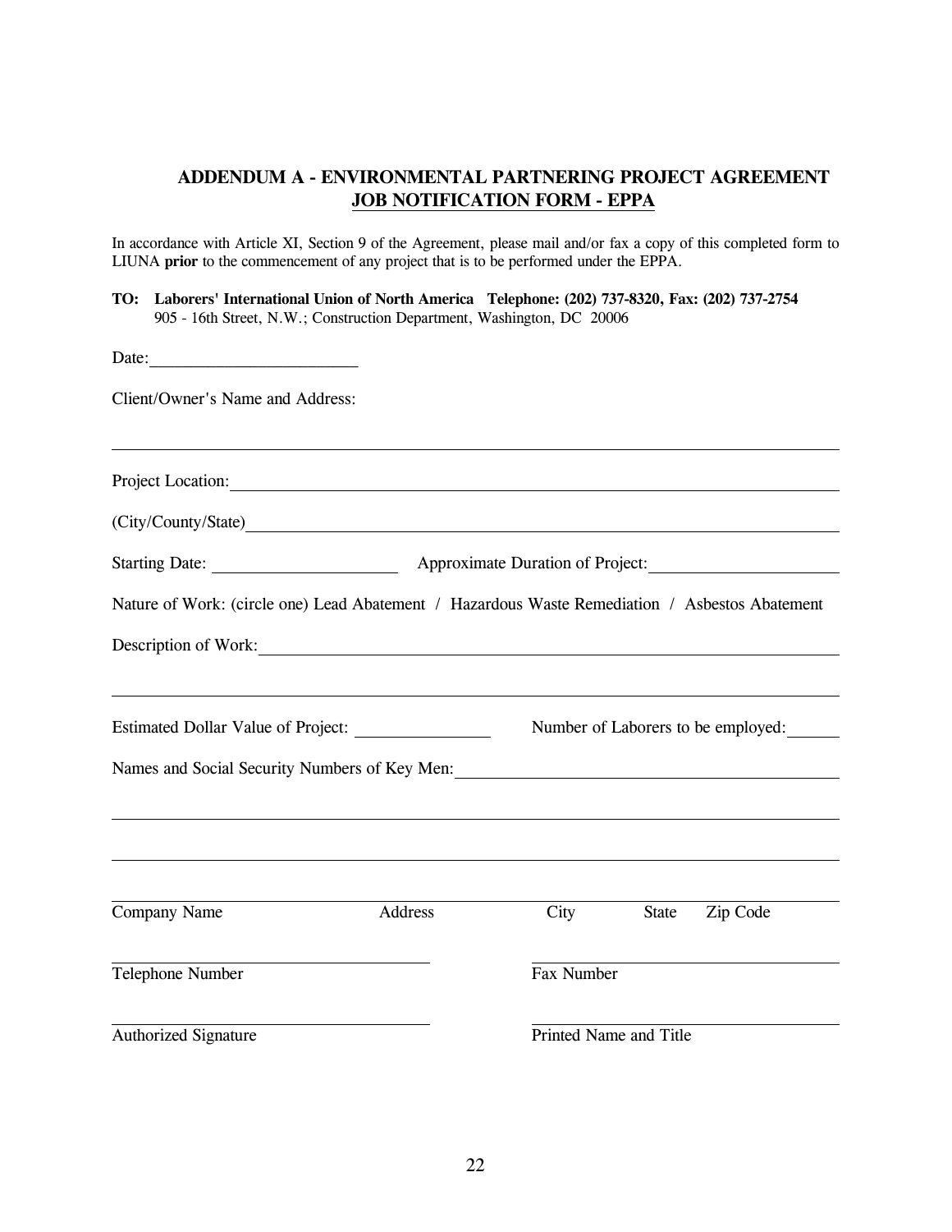## ADDENDUM A - ENVIRONMENTAL PARTNERING PROJECT AGREEMENT
## JOB NOTIFICATION FORM - EPPA

In accordance with Article XI, Section 9 of the Agreement, please mail and/or fax a copy of this completed form to LIUNA **prior** to the commencement of any project that is to be performed under the EPPA.

**TO: Laborers' International Union of North America Telephone: (202) 737-8320, Fax: (202) 737-2754**
905 - 16th Street, N.W.; Construction Department, Washington, DC 20006

Date:________________________

Client/Owner's Name and Address:

______________________________________________________________________________

Project Location:______________________________________________________________

(City/County/State)____________________________________________________________

Starting Date: ____________________ Approximate Duration of Project:____________________

Nature of Work: (circle one) Lead Abatement / Hazardous Waste Remediation / Asbestos Abatement

Description of Work:___________________________________________________________

______________________________________________________________________________

Estimated Dollar Value of Project: _______________ Number of Laborers to be employed:______

Names and Social Security Numbers of Key Men:_____________________________________

______________________________________________________________________________

______________________________________________________________________________

______________________________________________________________________________
Company Name Address City State Zip Code

___________________________________ ___________________________________
Telephone Number Fax Number

___________________________________ ___________________________________
Authorized Signature Printed Name and Title